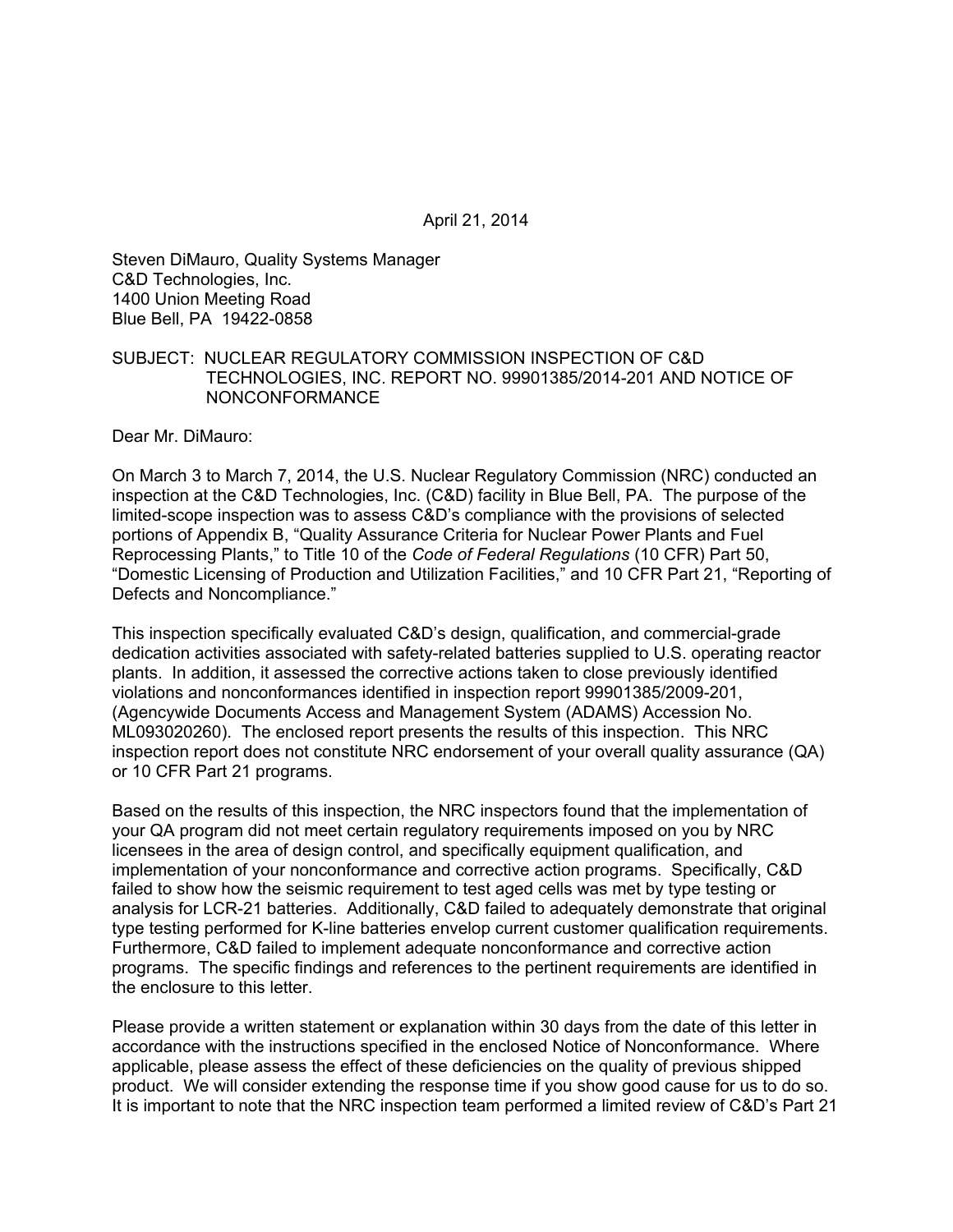April 21, 2014

Steven DiMauro, Quality Systems Manager
C&D Technologies, Inc.
1400 Union Meeting Road
Blue Bell, PA 19422-0858

SUBJECT: NUCLEAR REGULATORY COMMISSION INSPECTION OF C&D TECHNOLOGIES, INC. REPORT NO. 99901385/2014-201 AND NOTICE OF NONCONFORMANCE

Dear Mr. DiMauro:

On March 3 to March 7, 2014, the U.S. Nuclear Regulatory Commission (NRC) conducted an inspection at the C&D Technologies, Inc. (C&D) facility in Blue Bell, PA. The purpose of the limited-scope inspection was to assess C&D's compliance with the provisions of selected portions of Appendix B, "Quality Assurance Criteria for Nuclear Power Plants and Fuel Reprocessing Plants," to Title 10 of the *Code of Federal Regulations* (10 CFR) Part 50, "Domestic Licensing of Production and Utilization Facilities," and 10 CFR Part 21, "Reporting of Defects and Noncompliance."

This inspection specifically evaluated C&D's design, qualification, and commercial-grade dedication activities associated with safety-related batteries supplied to U.S. operating reactor plants. In addition, it assessed the corrective actions taken to close previously identified violations and nonconformances identified in inspection report 99901385/2009-201, (Agencywide Documents Access and Management System (ADAMS) Accession No. ML093020260). The enclosed report presents the results of this inspection. This NRC inspection report does not constitute NRC endorsement of your overall quality assurance (QA) or 10 CFR Part 21 programs.

Based on the results of this inspection, the NRC inspectors found that the implementation of your QA program did not meet certain regulatory requirements imposed on you by NRC licensees in the area of design control, and specifically equipment qualification, and implementation of your nonconformance and corrective action programs. Specifically, C&D failed to show how the seismic requirement to test aged cells was met by type testing or analysis for LCR-21 batteries. Additionally, C&D failed to adequately demonstrate that original type testing performed for K-line batteries envelop current customer qualification requirements. Furthermore, C&D failed to implement adequate nonconformance and corrective action programs. The specific findings and references to the pertinent requirements are identified in the enclosure to this letter.

Please provide a written statement or explanation within 30 days from the date of this letter in accordance with the instructions specified in the enclosed Notice of Nonconformance. Where applicable, please assess the effect of these deficiencies on the quality of previous shipped product. We will consider extending the response time if you show good cause for us to do so. It is important to note that the NRC inspection team performed a limited review of C&D's Part 21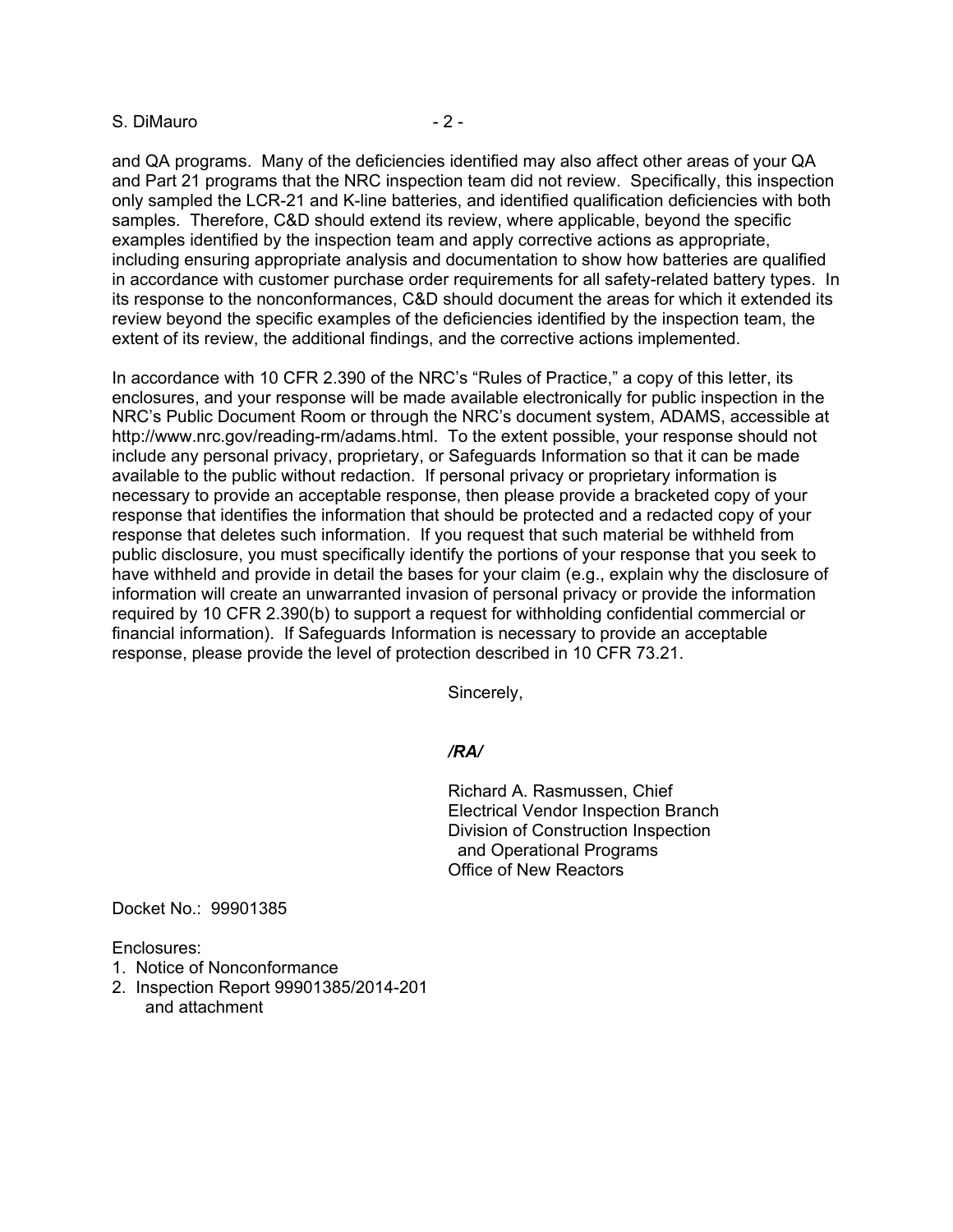and QA programs. Many of the deficiencies identified may also affect other areas of your QA and Part 21 programs that the NRC inspection team did not review. Specifically, this inspection only sampled the LCR-21 and K-line batteries, and identified qualification deficiencies with both samples. Therefore, C&D should extend its review, where applicable, beyond the specific examples identified by the inspection team and apply corrective actions as appropriate, including ensuring appropriate analysis and documentation to show how batteries are qualified in accordance with customer purchase order requirements for all safety-related battery types. In its response to the nonconformances, C&D should document the areas for which it extended its review beyond the specific examples of the deficiencies identified by the inspection team, the extent of its review, the additional findings, and the corrective actions implemented.

In accordance with 10 CFR 2.390 of the NRC's "Rules of Practice," a copy of this letter, its enclosures, and your response will be made available electronically for public inspection in the NRC's Public Document Room or through the NRC's document system, ADAMS, accessible at http://www.nrc.gov/reading-rm/adams.html. To the extent possible, your response should not include any personal privacy, proprietary, or Safeguards Information so that it can be made available to the public without redaction. If personal privacy or proprietary information is necessary to provide an acceptable response, then please provide a bracketed copy of your response that identifies the information that should be protected and a redacted copy of your response that deletes such information. If you request that such material be withheld from public disclosure, you must specifically identify the portions of your response that you seek to have withheld and provide in detail the bases for your claim (e.g., explain why the disclosure of information will create an unwarranted invasion of personal privacy or provide the information required by 10 CFR 2.390(b) to support a request for withholding confidential commercial or financial information). If Safeguards Information is necessary to provide an acceptable response, please provide the level of protection described in 10 CFR 73.21.

Sincerely,

***/RA/***

Richard A. Rasmussen, Chief
Electrical Vendor Inspection Branch
Division of Construction Inspection
and Operational Programs
Office of New Reactors

Docket No.: 99901385

Enclosures:
1. Notice of Nonconformance
2. Inspection Report 99901385/2014-201
   and attachment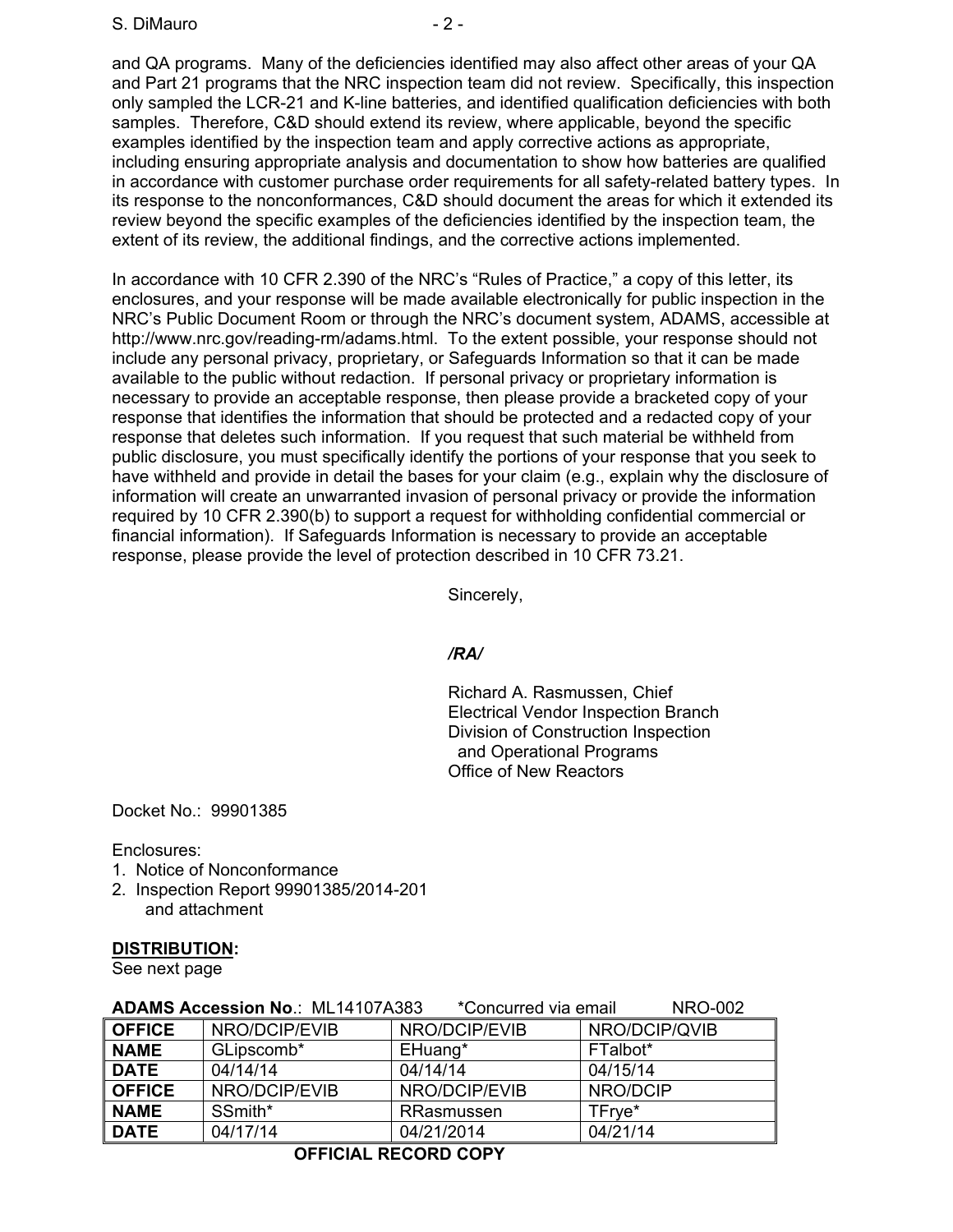and QA programs. Many of the deficiencies identified may also affect other areas of your QA and Part 21 programs that the NRC inspection team did not review. Specifically, this inspection only sampled the LCR-21 and K-line batteries, and identified qualification deficiencies with both samples. Therefore, C&D should extend its review, where applicable, beyond the specific examples identified by the inspection team and apply corrective actions as appropriate, including ensuring appropriate analysis and documentation to show how batteries are qualified in accordance with customer purchase order requirements for all safety-related battery types. In its response to the nonconformances, C&D should document the areas for which it extended its review beyond the specific examples of the deficiencies identified by the inspection team, the extent of its review, the additional findings, and the corrective actions implemented.

In accordance with 10 CFR 2.390 of the NRC's "Rules of Practice," a copy of this letter, its enclosures, and your response will be made available electronically for public inspection in the NRC's Public Document Room or through the NRC's document system, ADAMS, accessible at http://www.nrc.gov/reading-rm/adams.html. To the extent possible, your response should not include any personal privacy, proprietary, or Safeguards Information so that it can be made available to the public without redaction. If personal privacy or proprietary information is necessary to provide an acceptable response, then please provide a bracketed copy of your response that identifies the information that should be protected and a redacted copy of your response that deletes such information. If you request that such material be withheld from public disclosure, you must specifically identify the portions of your response that you seek to have withheld and provide in detail the bases for your claim (e.g., explain why the disclosure of information will create an unwarranted invasion of personal privacy or provide the information required by 10 CFR 2.390(b) to support a request for withholding confidential commercial or financial information). If Safeguards Information is necessary to provide an acceptable response, please provide the level of protection described in 10 CFR 73.21.

Sincerely,

*/RA/*

Richard A. Rasmussen, Chief
Electrical Vendor Inspection Branch
Division of Construction Inspection
and Operational Programs
Office of New Reactors

Docket No.: 99901385

Enclosures:
1. Notice of Nonconformance
2. Inspection Report 99901385/2014-201
and attachment

**DISTRIBUTION:**
See next page

**ADAMS Accession No**.: ML14107A383 *Concurred via email NRO-002

| | | | |
|---|---|---|---|
| **OFFICE** | NRO/DCIP/EVIB | NRO/DCIP/EVIB | NRO/DCIP/QVIB |
| **NAME** | GLipscomb* | EHuang* | FTalbot* |
| **DATE** | 04/14/14 | 04/14/14 | 04/15/14 |
| **OFFICE** | NRO/DCIP/EVIB | NRO/DCIP/EVIB | NRO/DCIP |
| **NAME** | SSmith* | RRasmussen | TFrye* |
| **DATE** | 04/17/14 | 04/21/2014 | 04/21/14 |

**OFFICIAL RECORD COPY**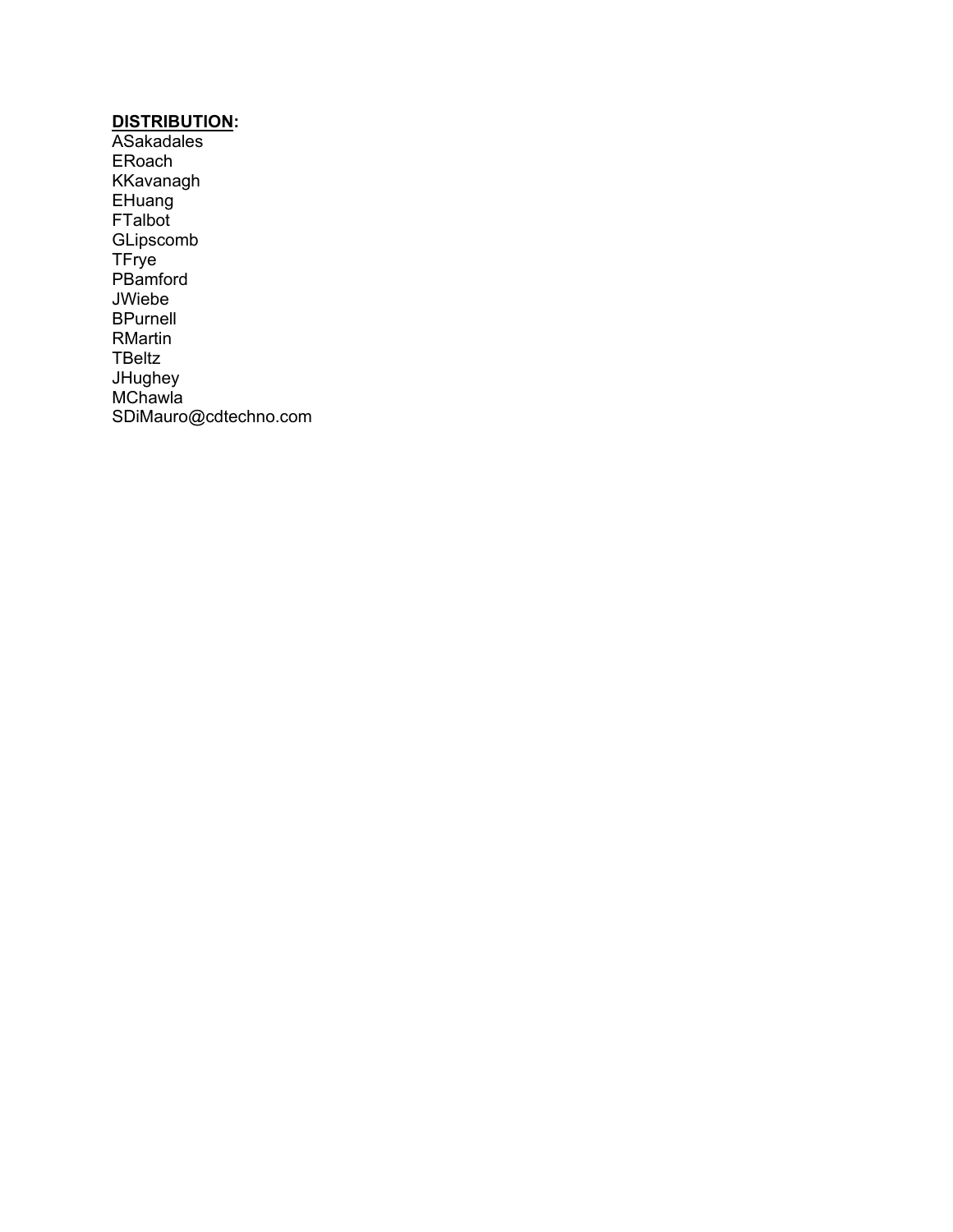**<u>DISTRIBUTION</u>:**

ASakadales
ERoach
KKavanagh
EHuang
FTalbot
GLipscomb
TFrye
PBamford
JWiebe
BPurnell
RMartin
TBeltz
JHughey
MChawla
SDiMauro@cdtechno.com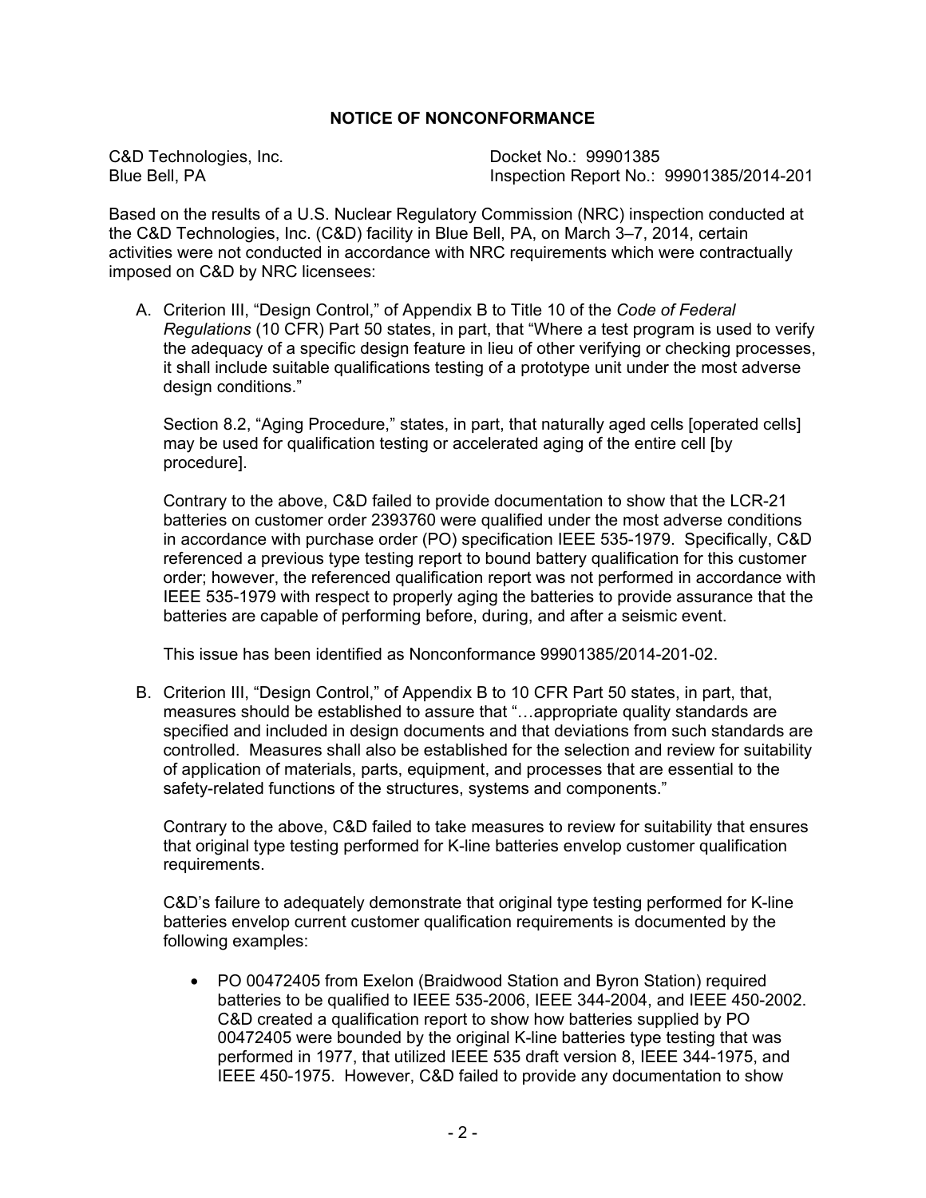## NOTICE OF NONCONFORMANCE

C&D Technologies, Inc.
Blue Bell, PA

Docket No.: 99901385
Inspection Report No.: 99901385/2014-201

Based on the results of a U.S. Nuclear Regulatory Commission (NRC) inspection conducted at the C&D Technologies, Inc. (C&D) facility in Blue Bell, PA, on March 3–7, 2014, certain activities were not conducted in accordance with NRC requirements which were contractually imposed on C&D by NRC licensees:

A. Criterion III, "Design Control," of Appendix B to Title 10 of the *Code of Federal Regulations* (10 CFR) Part 50 states, in part, that "Where a test program is used to verify the adequacy of a specific design feature in lieu of other verifying or checking processes, it shall include suitable qualifications testing of a prototype unit under the most adverse design conditions."

   Section 8.2, "Aging Procedure," states, in part, that naturally aged cells [operated cells] may be used for qualification testing or accelerated aging of the entire cell [by procedure].

   Contrary to the above, C&D failed to provide documentation to show that the LCR-21 batteries on customer order 2393760 were qualified under the most adverse conditions in accordance with purchase order (PO) specification IEEE 535-1979. Specifically, C&D referenced a previous type testing report to bound battery qualification for this customer order; however, the referenced qualification report was not performed in accordance with IEEE 535-1979 with respect to properly aging the batteries to provide assurance that the batteries are capable of performing before, during, and after a seismic event.

   This issue has been identified as Nonconformance 99901385/2014-201-02.

B. Criterion III, "Design Control," of Appendix B to 10 CFR Part 50 states, in part, that, measures should be established to assure that "…appropriate quality standards are specified and included in design documents and that deviations from such standards are controlled. Measures shall also be established for the selection and review for suitability of application of materials, parts, equipment, and processes that are essential to the safety-related functions of the structures, systems and components."

   Contrary to the above, C&D failed to take measures to review for suitability that ensures that original type testing performed for K-line batteries envelop customer qualification requirements.

   C&D's failure to adequately demonstrate that original type testing performed for K-line batteries envelop current customer qualification requirements is documented by the following examples:

   - PO 00472405 from Exelon (Braidwood Station and Byron Station) required batteries to be qualified to IEEE 535-2006, IEEE 344-2004, and IEEE 450-2002. C&D created a qualification report to show how batteries supplied by PO 00472405 were bounded by the original K-line batteries type testing that was performed in 1977, that utilized IEEE 535 draft version 8, IEEE 344-1975, and IEEE 450-1975. However, C&D failed to provide any documentation to show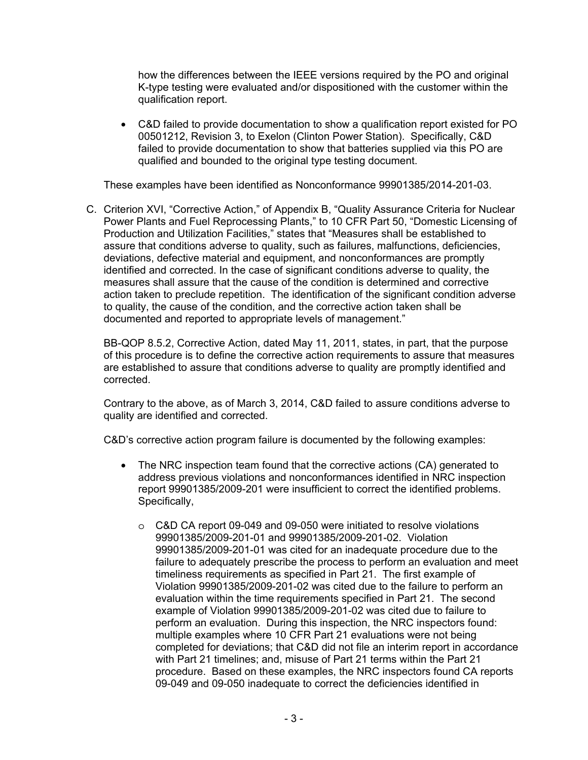how the differences between the IEEE versions required by the PO and original K-type testing were evaluated and/or dispositioned with the customer within the qualification report.

- C&D failed to provide documentation to show a qualification report existed for PO 00501212, Revision 3, to Exelon (Clinton Power Station). Specifically, C&D failed to provide documentation to show that batteries supplied via this PO are qualified and bounded to the original type testing document.

These examples have been identified as Nonconformance 99901385/2014-201-03.

C. Criterion XVI, "Corrective Action," of Appendix B, "Quality Assurance Criteria for Nuclear Power Plants and Fuel Reprocessing Plants," to 10 CFR Part 50, "Domestic Licensing of Production and Utilization Facilities," states that "Measures shall be established to assure that conditions adverse to quality, such as failures, malfunctions, deficiencies, deviations, defective material and equipment, and nonconformances are promptly identified and corrected. In the case of significant conditions adverse to quality, the measures shall assure that the cause of the condition is determined and corrective action taken to preclude repetition. The identification of the significant condition adverse to quality, the cause of the condition, and the corrective action taken shall be documented and reported to appropriate levels of management."

BB-QOP 8.5.2, Corrective Action, dated May 11, 2011, states, in part, that the purpose of this procedure is to define the corrective action requirements to assure that measures are established to assure that conditions adverse to quality are promptly identified and corrected.

Contrary to the above, as of March 3, 2014, C&D failed to assure conditions adverse to quality are identified and corrected.

C&D's corrective action program failure is documented by the following examples:

- The NRC inspection team found that the corrective actions (CA) generated to address previous violations and nonconformances identified in NRC inspection report 99901385/2009-201 were insufficient to correct the identified problems. Specifically,
  - C&D CA report 09-049 and 09-050 were initiated to resolve violations 99901385/2009-201-01 and 99901385/2009-201-02. Violation 99901385/2009-201-01 was cited for an inadequate procedure due to the failure to adequately prescribe the process to perform an evaluation and meet timeliness requirements as specified in Part 21. The first example of Violation 99901385/2009-201-02 was cited due to the failure to perform an evaluation within the time requirements specified in Part 21. The second example of Violation 99901385/2009-201-02 was cited due to failure to perform an evaluation. During this inspection, the NRC inspectors found: multiple examples where 10 CFR Part 21 evaluations were not being completed for deviations; that C&D did not file an interim report in accordance with Part 21 timelines; and, misuse of Part 21 terms within the Part 21 procedure. Based on these examples, the NRC inspectors found CA reports 09-049 and 09-050 inadequate to correct the deficiencies identified in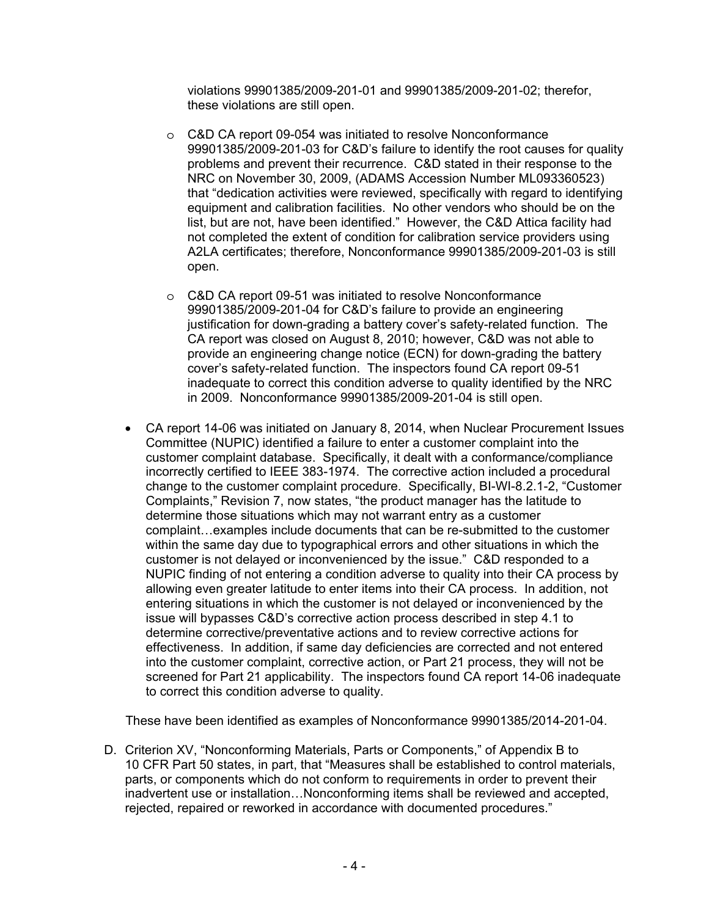violations 99901385/2009-201-01 and 99901385/2009-201-02; therefor, these violations are still open.

- C&D CA report 09-054 was initiated to resolve Nonconformance 99901385/2009-201-03 for C&D's failure to identify the root causes for quality problems and prevent their recurrence. C&D stated in their response to the NRC on November 30, 2009, (ADAMS Accession Number ML093360523) that "dedication activities were reviewed, specifically with regard to identifying equipment and calibration facilities. No other vendors who should be on the list, but are not, have been identified." However, the C&D Attica facility had not completed the extent of condition for calibration service providers using A2LA certificates; therefore, Nonconformance 99901385/2009-201-03 is still open.

- C&D CA report 09-51 was initiated to resolve Nonconformance 99901385/2009-201-04 for C&D's failure to provide an engineering justification for down-grading a battery cover's safety-related function. The CA report was closed on August 8, 2010; however, C&D was not able to provide an engineering change notice (ECN) for down-grading the battery cover's safety-related function. The inspectors found CA report 09-51 inadequate to correct this condition adverse to quality identified by the NRC in 2009. Nonconformance 99901385/2009-201-04 is still open.

- CA report 14-06 was initiated on January 8, 2014, when Nuclear Procurement Issues Committee (NUPIC) identified a failure to enter a customer complaint into the customer complaint database. Specifically, it dealt with a conformance/compliance incorrectly certified to IEEE 383-1974. The corrective action included a procedural change to the customer complaint procedure. Specifically, BI-WI-8.2.1-2, "Customer Complaints," Revision 7, now states, "the product manager has the latitude to determine those situations which may not warrant entry as a customer complaint…examples include documents that can be re-submitted to the customer within the same day due to typographical errors and other situations in which the customer is not delayed or inconvenienced by the issue." C&D responded to a NUPIC finding of not entering a condition adverse to quality into their CA process by allowing even greater latitude to enter items into their CA process. In addition, not entering situations in which the customer is not delayed or inconvenienced by the issue will bypasses C&D's corrective action process described in step 4.1 to determine corrective/preventative actions and to review corrective actions for effectiveness. In addition, if same day deficiencies are corrected and not entered into the customer complaint, corrective action, or Part 21 process, they will not be screened for Part 21 applicability. The inspectors found CA report 14-06 inadequate to correct this condition adverse to quality.

These have been identified as examples of Nonconformance 99901385/2014-201-04.

D. Criterion XV, "Nonconforming Materials, Parts or Components," of Appendix B to 10 CFR Part 50 states, in part, that "Measures shall be established to control materials, parts, or components which do not conform to requirements in order to prevent their inadvertent use or installation…Nonconforming items shall be reviewed and accepted, rejected, repaired or reworked in accordance with documented procedures."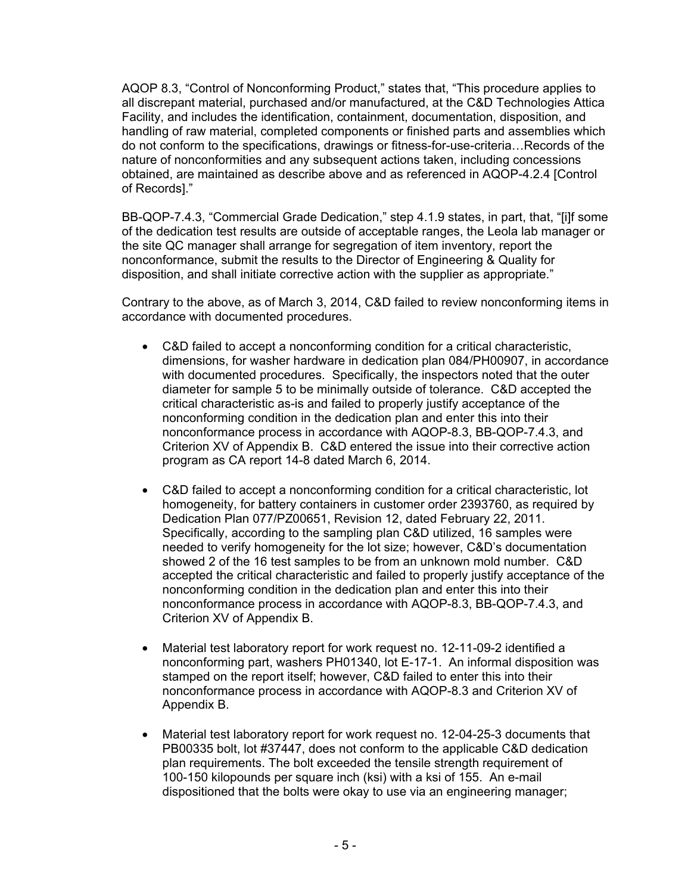AQOP 8.3, "Control of Nonconforming Product," states that, "This procedure applies to all discrepant material, purchased and/or manufactured, at the C&D Technologies Attica Facility, and includes the identification, containment, documentation, disposition, and handling of raw material, completed components or finished parts and assemblies which do not conform to the specifications, drawings or fitness-for-use-criteria…Records of the nature of nonconformities and any subsequent actions taken, including concessions obtained, are maintained as describe above and as referenced in AQOP-4.2.4 [Control of Records]."

BB-QOP-7.4.3, "Commercial Grade Dedication," step 4.1.9 states, in part, that, "[i]f some of the dedication test results are outside of acceptable ranges, the Leola lab manager or the site QC manager shall arrange for segregation of item inventory, report the nonconformance, submit the results to the Director of Engineering & Quality for disposition, and shall initiate corrective action with the supplier as appropriate."

Contrary to the above, as of March 3, 2014, C&D failed to review nonconforming items in accordance with documented procedures.

- C&D failed to accept a nonconforming condition for a critical characteristic, dimensions, for washer hardware in dedication plan 084/PH00907, in accordance with documented procedures. Specifically, the inspectors noted that the outer diameter for sample 5 to be minimally outside of tolerance. C&D accepted the critical characteristic as-is and failed to properly justify acceptance of the nonconforming condition in the dedication plan and enter this into their nonconformance process in accordance with AQOP-8.3, BB-QOP-7.4.3, and Criterion XV of Appendix B. C&D entered the issue into their corrective action program as CA report 14-8 dated March 6, 2014.

- C&D failed to accept a nonconforming condition for a critical characteristic, lot homogeneity, for battery containers in customer order 2393760, as required by Dedication Plan 077/PZ00651, Revision 12, dated February 22, 2011. Specifically, according to the sampling plan C&D utilized, 16 samples were needed to verify homogeneity for the lot size; however, C&D's documentation showed 2 of the 16 test samples to be from an unknown mold number. C&D accepted the critical characteristic and failed to properly justify acceptance of the nonconforming condition in the dedication plan and enter this into their nonconformance process in accordance with AQOP-8.3, BB-QOP-7.4.3, and Criterion XV of Appendix B.

- Material test laboratory report for work request no. 12-11-09-2 identified a nonconforming part, washers PH01340, lot E-17-1. An informal disposition was stamped on the report itself; however, C&D failed to enter this into their nonconformance process in accordance with AQOP-8.3 and Criterion XV of Appendix B.

- Material test laboratory report for work request no. 12-04-25-3 documents that PB00335 bolt, lot #37447, does not conform to the applicable C&D dedication plan requirements. The bolt exceeded the tensile strength requirement of 100-150 kilopounds per square inch (ksi) with a ksi of 155. An e-mail dispositioned that the bolts were okay to use via an engineering manager;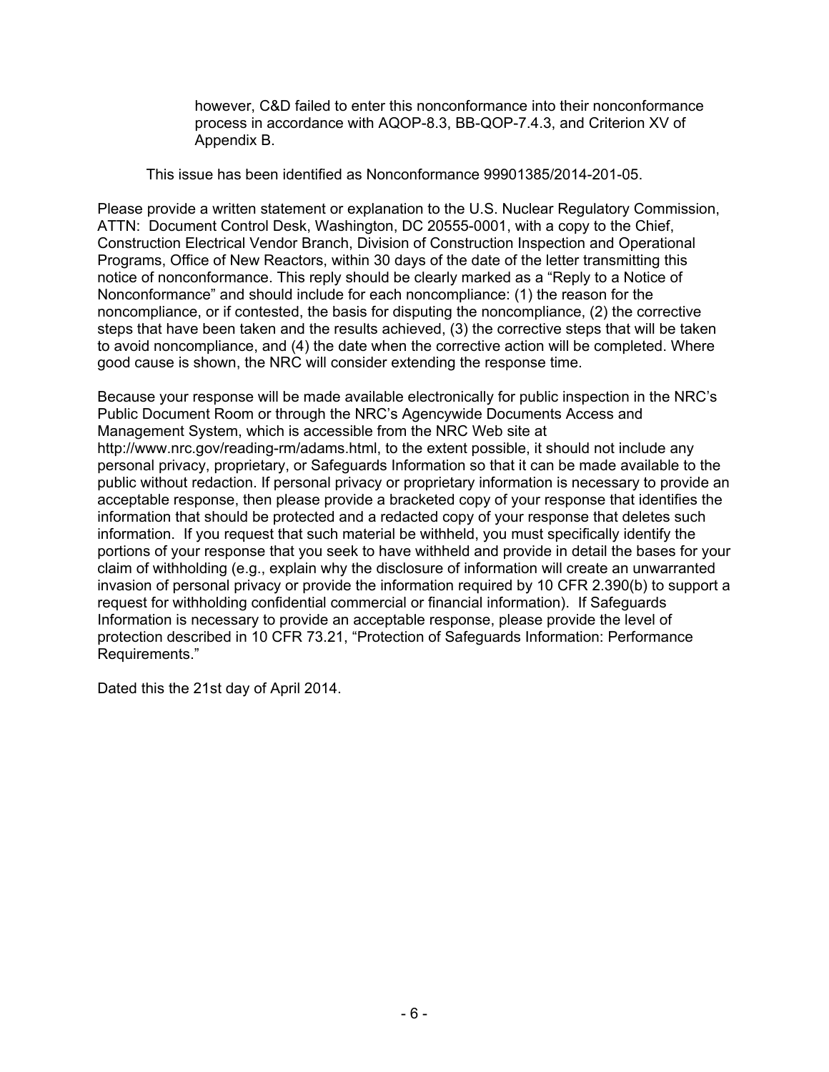however, C&D failed to enter this nonconformance into their nonconformance process in accordance with AQOP-8.3, BB-QOP-7.4.3, and Criterion XV of Appendix B.

This issue has been identified as Nonconformance 99901385/2014-201-05.

Please provide a written statement or explanation to the U.S. Nuclear Regulatory Commission, ATTN: Document Control Desk, Washington, DC 20555-0001, with a copy to the Chief, Construction Electrical Vendor Branch, Division of Construction Inspection and Operational Programs, Office of New Reactors, within 30 days of the date of the letter transmitting this notice of nonconformance. This reply should be clearly marked as a "Reply to a Notice of Nonconformance" and should include for each noncompliance: (1) the reason for the noncompliance, or if contested, the basis for disputing the noncompliance, (2) the corrective steps that have been taken and the results achieved, (3) the corrective steps that will be taken to avoid noncompliance, and (4) the date when the corrective action will be completed. Where good cause is shown, the NRC will consider extending the response time.

Because your response will be made available electronically for public inspection in the NRC's Public Document Room or through the NRC's Agencywide Documents Access and Management System, which is accessible from the NRC Web site at http://www.nrc.gov/reading-rm/adams.html, to the extent possible, it should not include any personal privacy, proprietary, or Safeguards Information so that it can be made available to the public without redaction. If personal privacy or proprietary information is necessary to provide an acceptable response, then please provide a bracketed copy of your response that identifies the information that should be protected and a redacted copy of your response that deletes such information. If you request that such material be withheld, you must specifically identify the portions of your response that you seek to have withheld and provide in detail the bases for your claim of withholding (e.g., explain why the disclosure of information will create an unwarranted invasion of personal privacy or provide the information required by 10 CFR 2.390(b) to support a request for withholding confidential commercial or financial information). If Safeguards Information is necessary to provide an acceptable response, please provide the level of protection described in 10 CFR 73.21, "Protection of Safeguards Information: Performance Requirements."

Dated this the 21st day of April 2014.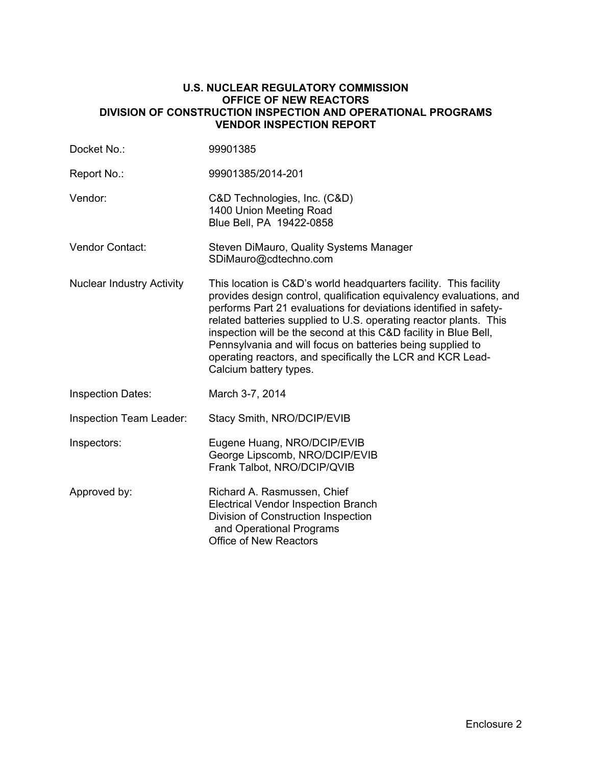**U.S. NUCLEAR REGULATORY COMMISSION**
**OFFICE OF NEW REACTORS**
**DIVISION OF CONSTRUCTION INSPECTION AND OPERATIONAL PROGRAMS**
**VENDOR INSPECTION REPORT**

| | |
|---|---|
| Docket No.: | 99901385 |
| Report No.: | 99901385/2014-201 |
| Vendor: | C&D Technologies, Inc. (C&D)<br>1400 Union Meeting Road<br>Blue Bell, PA 19422-0858 |
| Vendor Contact: | Steven DiMauro, Quality Systems Manager<br>SDiMauro@cdtechno.com |
| Nuclear Industry Activity | This location is C&D's world headquarters facility. This facility provides design control, qualification equivalency evaluations, and performs Part 21 evaluations for deviations identified in safety-related batteries supplied to U.S. operating reactor plants. This inspection will be the second at this C&D facility in Blue Bell, Pennsylvania and will focus on batteries being supplied to operating reactors, and specifically the LCR and KCR Lead-Calcium battery types. |
| Inspection Dates: | March 3-7, 2014 |
| Inspection Team Leader: | Stacy Smith, NRO/DCIP/EVIB |
| Inspectors: | Eugene Huang, NRO/DCIP/EVIB<br>George Lipscomb, NRO/DCIP/EVIB<br>Frank Talbot, NRO/DCIP/QVIB |
| Approved by: | Richard A. Rasmussen, Chief<br>Electrical Vendor Inspection Branch<br>Division of Construction Inspection and Operational Programs<br>Office of New Reactors |

Enclosure 2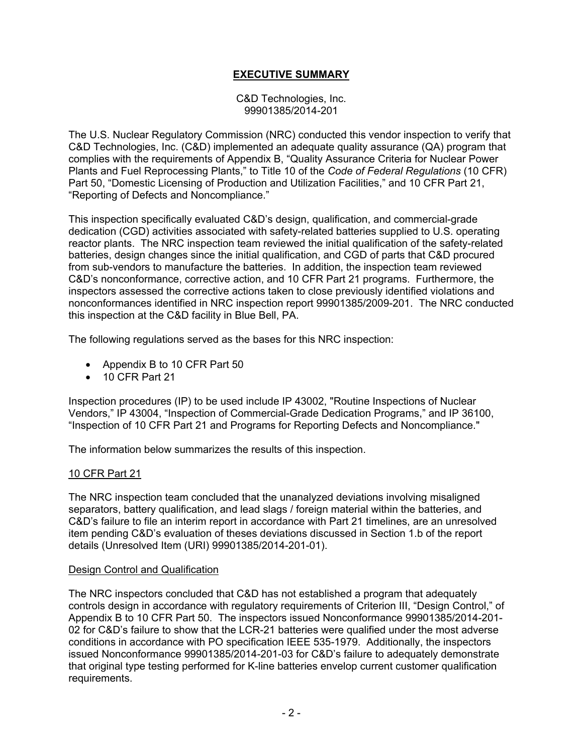## EXECUTIVE SUMMARY

C&D Technologies, Inc.
99901385/2014-201

The U.S. Nuclear Regulatory Commission (NRC) conducted this vendor inspection to verify that C&D Technologies, Inc. (C&D) implemented an adequate quality assurance (QA) program that complies with the requirements of Appendix B, "Quality Assurance Criteria for Nuclear Power Plants and Fuel Reprocessing Plants," to Title 10 of the *Code of Federal Regulations* (10 CFR) Part 50, "Domestic Licensing of Production and Utilization Facilities," and 10 CFR Part 21, "Reporting of Defects and Noncompliance."

This inspection specifically evaluated C&D's design, qualification, and commercial-grade dedication (CGD) activities associated with safety-related batteries supplied to U.S. operating reactor plants. The NRC inspection team reviewed the initial qualification of the safety-related batteries, design changes since the initial qualification, and CGD of parts that C&D procured from sub-vendors to manufacture the batteries. In addition, the inspection team reviewed C&D's nonconformance, corrective action, and 10 CFR Part 21 programs. Furthermore, the inspectors assessed the corrective actions taken to close previously identified violations and nonconformances identified in NRC inspection report 99901385/2009-201. The NRC conducted this inspection at the C&D facility in Blue Bell, PA.

The following regulations served as the bases for this NRC inspection:

- Appendix B to 10 CFR Part 50
- 10 CFR Part 21

Inspection procedures (IP) to be used include IP 43002, "Routine Inspections of Nuclear Vendors," IP 43004, "Inspection of Commercial-Grade Dedication Programs," and IP 36100, "Inspection of 10 CFR Part 21 and Programs for Reporting Defects and Noncompliance."

The information below summarizes the results of this inspection.

### 10 CFR Part 21

The NRC inspection team concluded that the unanalyzed deviations involving misaligned separators, battery qualification, and lead slags / foreign material within the batteries, and C&D's failure to file an interim report in accordance with Part 21 timelines, are an unresolved item pending C&D's evaluation of theses deviations discussed in Section 1.b of the report details (Unresolved Item (URI) 99901385/2014-201-01).

### Design Control and Qualification

The NRC inspectors concluded that C&D has not established a program that adequately controls design in accordance with regulatory requirements of Criterion III, "Design Control," of Appendix B to 10 CFR Part 50. The inspectors issued Nonconformance 99901385/2014-201-02 for C&D's failure to show that the LCR-21 batteries were qualified under the most adverse conditions in accordance with PO specification IEEE 535-1979. Additionally, the inspectors issued Nonconformance 99901385/2014-201-03 for C&D's failure to adequately demonstrate that original type testing performed for K-line batteries envelop current customer qualification requirements.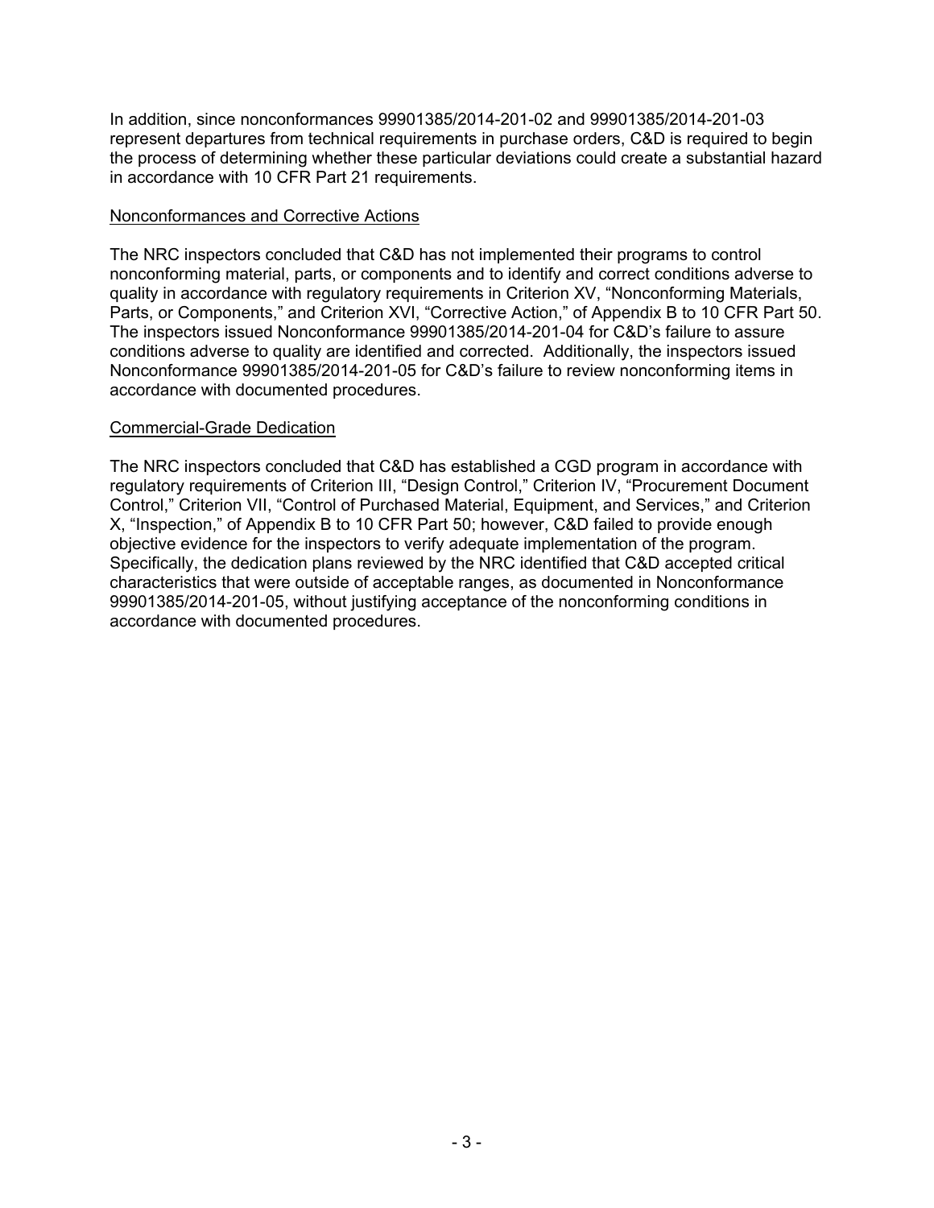In addition, since nonconformances 99901385/2014-201-02 and 99901385/2014-201-03 represent departures from technical requirements in purchase orders, C&D is required to begin the process of determining whether these particular deviations could create a substantial hazard in accordance with 10 CFR Part 21 requirements.

Nonconformances and Corrective Actions

The NRC inspectors concluded that C&D has not implemented their programs to control nonconforming material, parts, or components and to identify and correct conditions adverse to quality in accordance with regulatory requirements in Criterion XV, "Nonconforming Materials, Parts, or Components," and Criterion XVI, "Corrective Action," of Appendix B to 10 CFR Part 50. The inspectors issued Nonconformance 99901385/2014-201-04 for C&D's failure to assure conditions adverse to quality are identified and corrected. Additionally, the inspectors issued Nonconformance 99901385/2014-201-05 for C&D's failure to review nonconforming items in accordance with documented procedures.

Commercial-Grade Dedication

The NRC inspectors concluded that C&D has established a CGD program in accordance with regulatory requirements of Criterion III, "Design Control," Criterion IV, "Procurement Document Control," Criterion VII, "Control of Purchased Material, Equipment, and Services," and Criterion X, "Inspection," of Appendix B to 10 CFR Part 50; however, C&D failed to provide enough objective evidence for the inspectors to verify adequate implementation of the program. Specifically, the dedication plans reviewed by the NRC identified that C&D accepted critical characteristics that were outside of acceptable ranges, as documented in Nonconformance 99901385/2014-201-05, without justifying acceptance of the nonconforming conditions in accordance with documented procedures.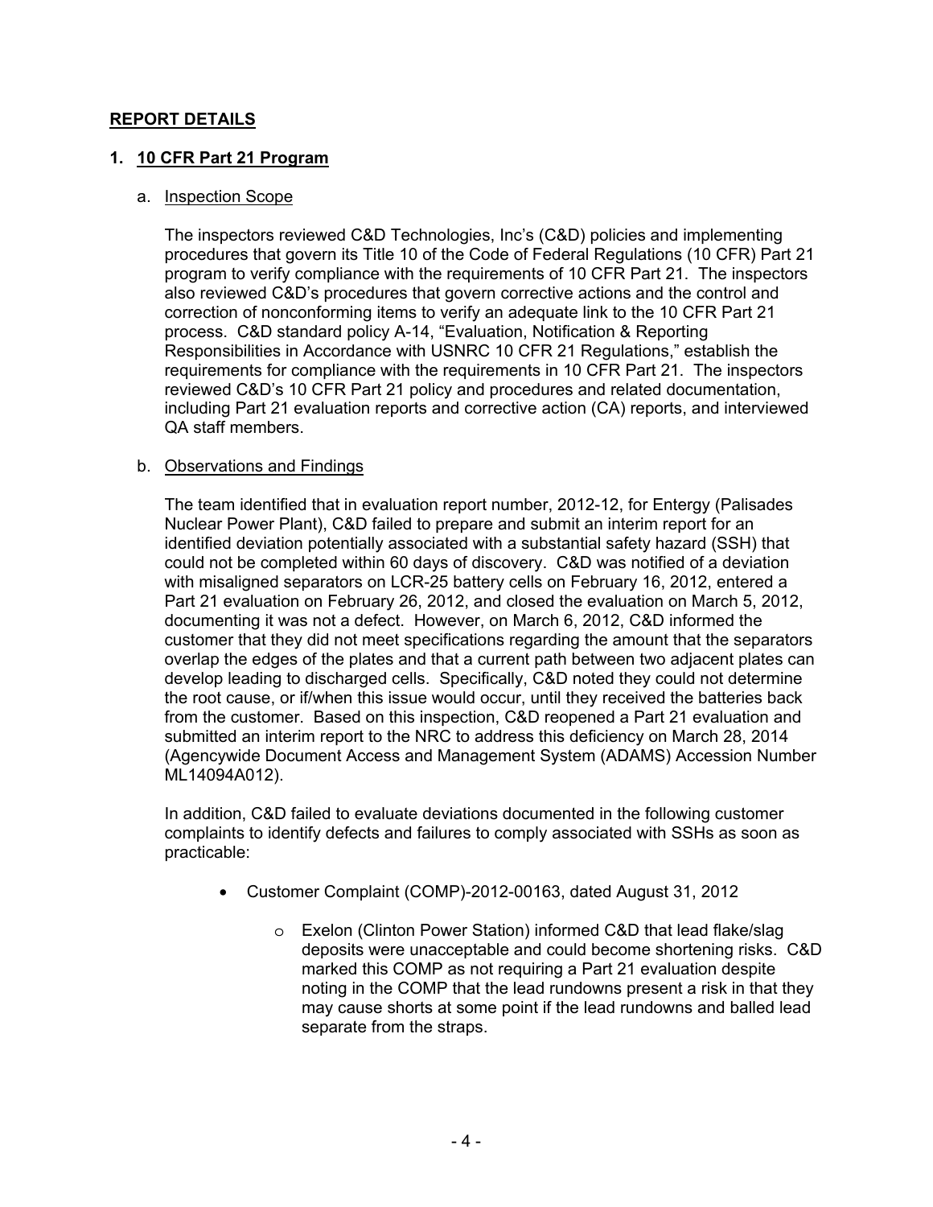## REPORT DETAILS

### 1. 10 CFR Part 21 Program

a. Inspection Scope

The inspectors reviewed C&D Technologies, Inc's (C&D) policies and implementing procedures that govern its Title 10 of the Code of Federal Regulations (10 CFR) Part 21 program to verify compliance with the requirements of 10 CFR Part 21. The inspectors also reviewed C&D's procedures that govern corrective actions and the control and correction of nonconforming items to verify an adequate link to the 10 CFR Part 21 process. C&D standard policy A-14, "Evaluation, Notification & Reporting Responsibilities in Accordance with USNRC 10 CFR 21 Regulations," establish the requirements for compliance with the requirements in 10 CFR Part 21. The inspectors reviewed C&D's 10 CFR Part 21 policy and procedures and related documentation, including Part 21 evaluation reports and corrective action (CA) reports, and interviewed QA staff members.

b. Observations and Findings

The team identified that in evaluation report number, 2012-12, for Entergy (Palisades Nuclear Power Plant), C&D failed to prepare and submit an interim report for an identified deviation potentially associated with a substantial safety hazard (SSH) that could not be completed within 60 days of discovery. C&D was notified of a deviation with misaligned separators on LCR-25 battery cells on February 16, 2012, entered a Part 21 evaluation on February 26, 2012, and closed the evaluation on March 5, 2012, documenting it was not a defect. However, on March 6, 2012, C&D informed the customer that they did not meet specifications regarding the amount that the separators overlap the edges of the plates and that a current path between two adjacent plates can develop leading to discharged cells. Specifically, C&D noted they could not determine the root cause, or if/when this issue would occur, until they received the batteries back from the customer. Based on this inspection, C&D reopened a Part 21 evaluation and submitted an interim report to the NRC to address this deficiency on March 28, 2014 (Agencywide Document Access and Management System (ADAMS) Accession Number ML14094A012).

In addition, C&D failed to evaluate deviations documented in the following customer complaints to identify defects and failures to comply associated with SSHs as soon as practicable:

- Customer Complaint (COMP)-2012-00163, dated August 31, 2012
  - Exelon (Clinton Power Station) informed C&D that lead flake/slag deposits were unacceptable and could become shortening risks. C&D marked this COMP as not requiring a Part 21 evaluation despite noting in the COMP that the lead rundowns present a risk in that they may cause shorts at some point if the lead rundowns and balled lead separate from the straps.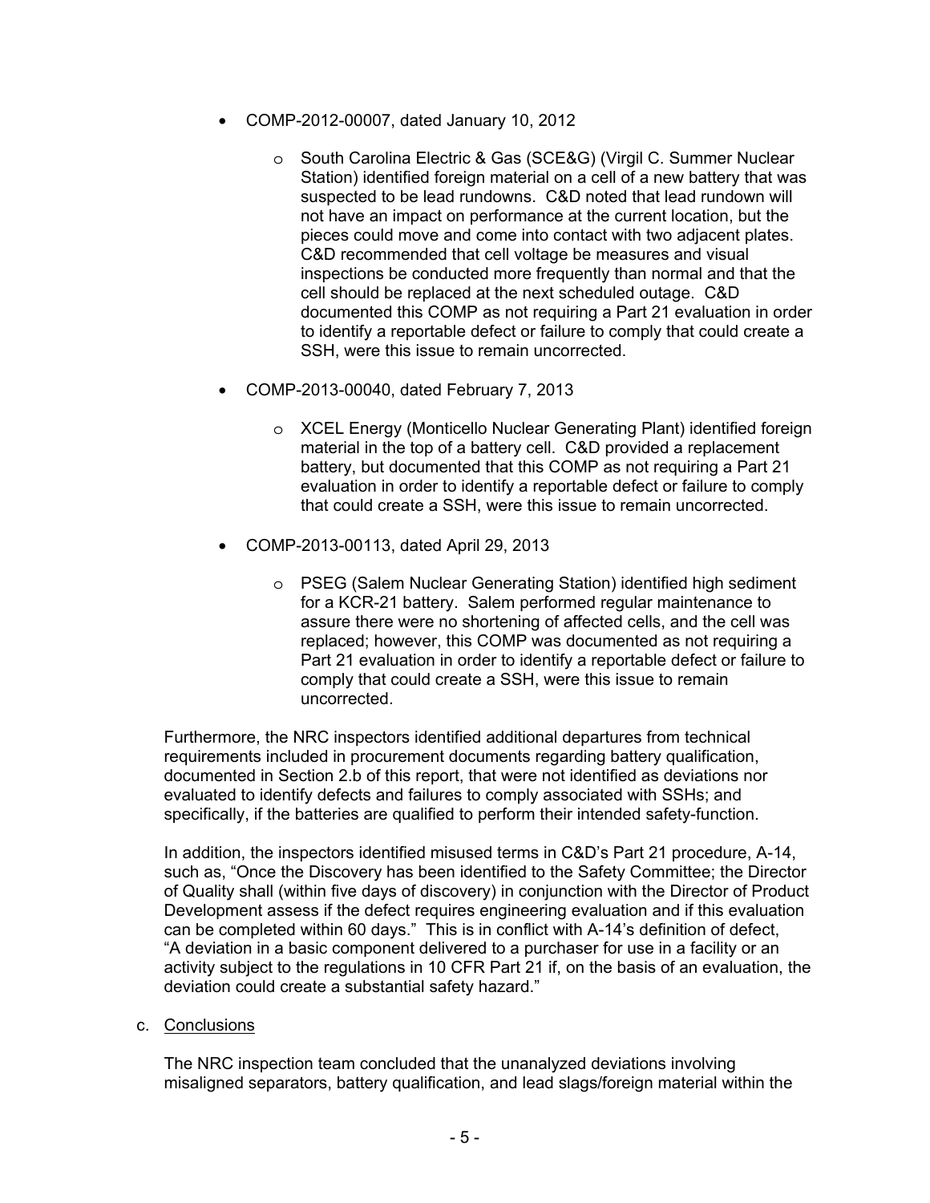- COMP-2012-00007, dated January 10, 2012
    - South Carolina Electric & Gas (SCE&G) (Virgil C. Summer Nuclear Station) identified foreign material on a cell of a new battery that was suspected to be lead rundowns. C&D noted that lead rundown will not have an impact on performance at the current location, but the pieces could move and come into contact with two adjacent plates. C&D recommended that cell voltage be measures and visual inspections be conducted more frequently than normal and that the cell should be replaced at the next scheduled outage. C&D documented this COMP as not requiring a Part 21 evaluation in order to identify a reportable defect or failure to comply that could create a SSH, were this issue to remain uncorrected.
- COMP-2013-00040, dated February 7, 2013
    - XCEL Energy (Monticello Nuclear Generating Plant) identified foreign material in the top of a battery cell. C&D provided a replacement battery, but documented that this COMP as not requiring a Part 21 evaluation in order to identify a reportable defect or failure to comply that could create a SSH, were this issue to remain uncorrected.
- COMP-2013-00113, dated April 29, 2013
    - PSEG (Salem Nuclear Generating Station) identified high sediment for a KCR-21 battery. Salem performed regular maintenance to assure there were no shortening of affected cells, and the cell was replaced; however, this COMP was documented as not requiring a Part 21 evaluation in order to identify a reportable defect or failure to comply that could create a SSH, were this issue to remain uncorrected.

Furthermore, the NRC inspectors identified additional departures from technical requirements included in procurement documents regarding battery qualification, documented in Section 2.b of this report, that were not identified as deviations nor evaluated to identify defects and failures to comply associated with SSHs; and specifically, if the batteries are qualified to perform their intended safety-function.

In addition, the inspectors identified misused terms in C&D's Part 21 procedure, A-14, such as, "Once the Discovery has been identified to the Safety Committee; the Director of Quality shall (within five days of discovery) in conjunction with the Director of Product Development assess if the defect requires engineering evaluation and if this evaluation can be completed within 60 days." This is in conflict with A-14's definition of defect, "A deviation in a basic component delivered to a purchaser for use in a facility or an activity subject to the regulations in 10 CFR Part 21 if, on the basis of an evaluation, the deviation could create a substantial safety hazard."

c. Conclusions

The NRC inspection team concluded that the unanalyzed deviations involving misaligned separators, battery qualification, and lead slags/foreign material within the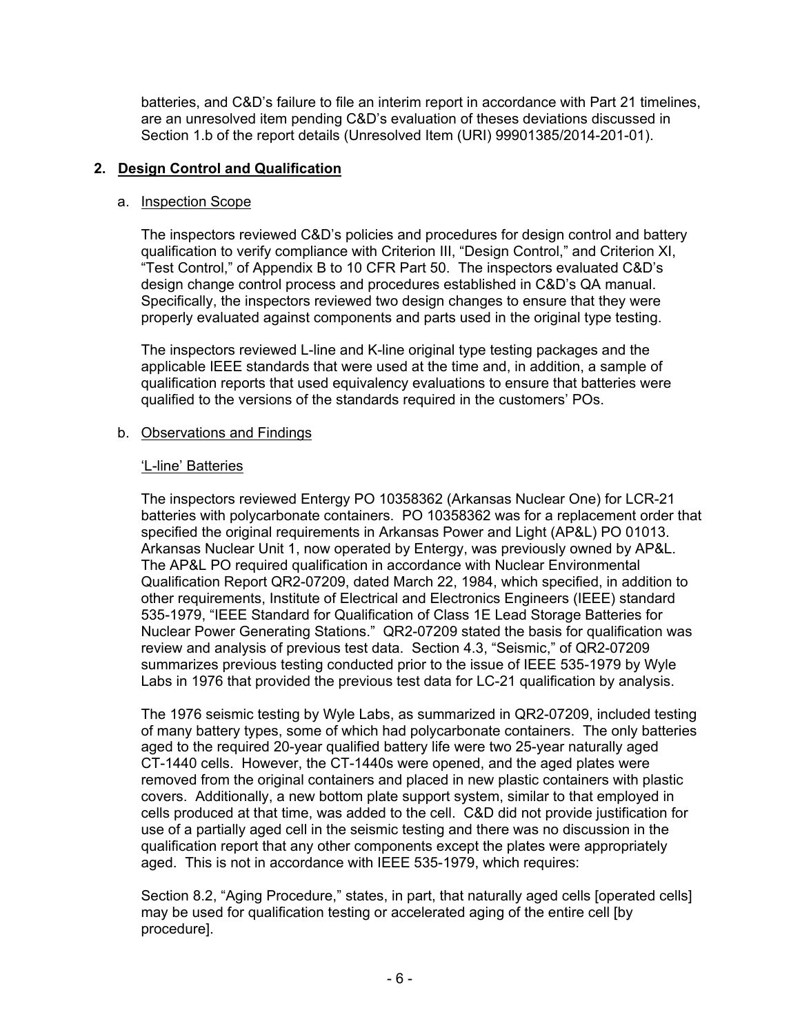batteries, and C&D's failure to file an interim report in accordance with Part 21 timelines, are an unresolved item pending C&D's evaluation of theses deviations discussed in Section 1.b of the report details (Unresolved Item (URI) 99901385/2014-201-01).

## 2. Design Control and Qualification

### a. Inspection Scope

The inspectors reviewed C&D's policies and procedures for design control and battery qualification to verify compliance with Criterion III, "Design Control," and Criterion XI, "Test Control," of Appendix B to 10 CFR Part 50. The inspectors evaluated C&D's design change control process and procedures established in C&D's QA manual. Specifically, the inspectors reviewed two design changes to ensure that they were properly evaluated against components and parts used in the original type testing.

The inspectors reviewed L-line and K-line original type testing packages and the applicable IEEE standards that were used at the time and, in addition, a sample of qualification reports that used equivalency evaluations to ensure that batteries were qualified to the versions of the standards required in the customers' POs.

### b. Observations and Findings

'L-line' Batteries

The inspectors reviewed Entergy PO 10358362 (Arkansas Nuclear One) for LCR-21 batteries with polycarbonate containers. PO 10358362 was for a replacement order that specified the original requirements in Arkansas Power and Light (AP&L) PO 01013. Arkansas Nuclear Unit 1, now operated by Entergy, was previously owned by AP&L. The AP&L PO required qualification in accordance with Nuclear Environmental Qualification Report QR2-07209, dated March 22, 1984, which specified, in addition to other requirements, Institute of Electrical and Electronics Engineers (IEEE) standard 535-1979, "IEEE Standard for Qualification of Class 1E Lead Storage Batteries for Nuclear Power Generating Stations." QR2-07209 stated the basis for qualification was review and analysis of previous test data. Section 4.3, "Seismic," of QR2-07209 summarizes previous testing conducted prior to the issue of IEEE 535-1979 by Wyle Labs in 1976 that provided the previous test data for LC-21 qualification by analysis.

The 1976 seismic testing by Wyle Labs, as summarized in QR2-07209, included testing of many battery types, some of which had polycarbonate containers. The only batteries aged to the required 20-year qualified battery life were two 25-year naturally aged CT-1440 cells. However, the CT-1440s were opened, and the aged plates were removed from the original containers and placed in new plastic containers with plastic covers. Additionally, a new bottom plate support system, similar to that employed in cells produced at that time, was added to the cell. C&D did not provide justification for use of a partially aged cell in the seismic testing and there was no discussion in the qualification report that any other components except the plates were appropriately aged. This is not in accordance with IEEE 535-1979, which requires:

Section 8.2, "Aging Procedure," states, in part, that naturally aged cells [operated cells] may be used for qualification testing or accelerated aging of the entire cell [by procedure].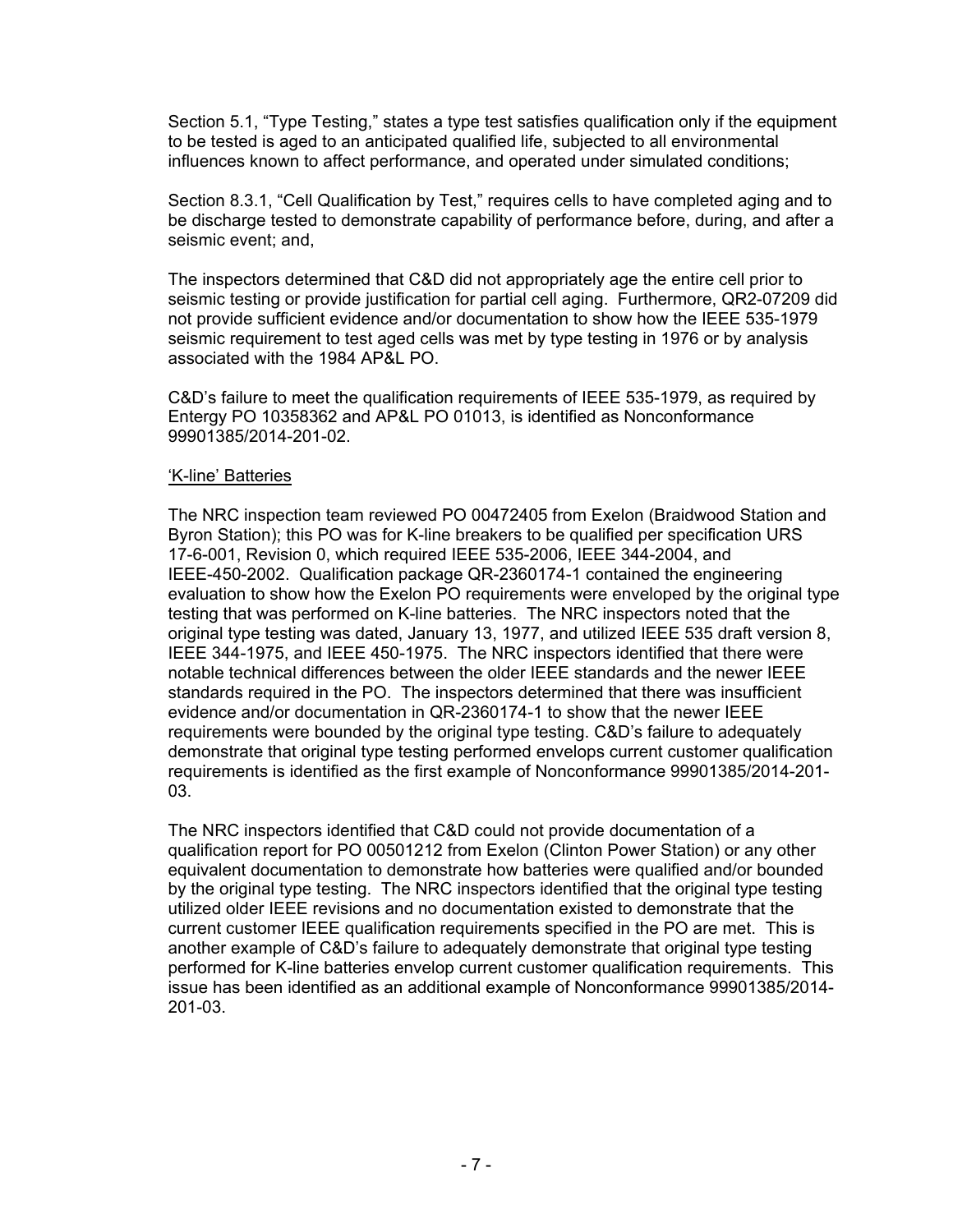Section 5.1, “Type Testing,” states a type test satisfies qualification only if the equipment to be tested is aged to an anticipated qualified life, subjected to all environmental influences known to affect performance, and operated under simulated conditions;

Section 8.3.1, “Cell Qualification by Test,” requires cells to have completed aging and to be discharge tested to demonstrate capability of performance before, during, and after a seismic event; and,

The inspectors determined that C&D did not appropriately age the entire cell prior to seismic testing or provide justification for partial cell aging. Furthermore, QR2-07209 did not provide sufficient evidence and/or documentation to show how the IEEE 535-1979 seismic requirement to test aged cells was met by type testing in 1976 or by analysis associated with the 1984 AP&L PO.

C&D’s failure to meet the qualification requirements of IEEE 535-1979, as required by Entergy PO 10358362 and AP&L PO 01013, is identified as Nonconformance 99901385/2014-201-02.

‘K-line’ Batteries

The NRC inspection team reviewed PO 00472405 from Exelon (Braidwood Station and Byron Station); this PO was for K-line breakers to be qualified per specification URS 17-6-001, Revision 0, which required IEEE 535-2006, IEEE 344-2004, and IEEE-450-2002. Qualification package QR-2360174-1 contained the engineering evaluation to show how the Exelon PO requirements were enveloped by the original type testing that was performed on K-line batteries. The NRC inspectors noted that the original type testing was dated, January 13, 1977, and utilized IEEE 535 draft version 8, IEEE 344-1975, and IEEE 450-1975. The NRC inspectors identified that there were notable technical differences between the older IEEE standards and the newer IEEE standards required in the PO. The inspectors determined that there was insufficient evidence and/or documentation in QR-2360174-1 to show that the newer IEEE requirements were bounded by the original type testing. C&D’s failure to adequately demonstrate that original type testing performed envelops current customer qualification requirements is identified as the first example of Nonconformance 99901385/2014-201-03.

The NRC inspectors identified that C&D could not provide documentation of a qualification report for PO 00501212 from Exelon (Clinton Power Station) or any other equivalent documentation to demonstrate how batteries were qualified and/or bounded by the original type testing. The NRC inspectors identified that the original type testing utilized older IEEE revisions and no documentation existed to demonstrate that the current customer IEEE qualification requirements specified in the PO are met. This is another example of C&D’s failure to adequately demonstrate that original type testing performed for K-line batteries envelop current customer qualification requirements. This issue has been identified as an additional example of Nonconformance 99901385/2014-201-03.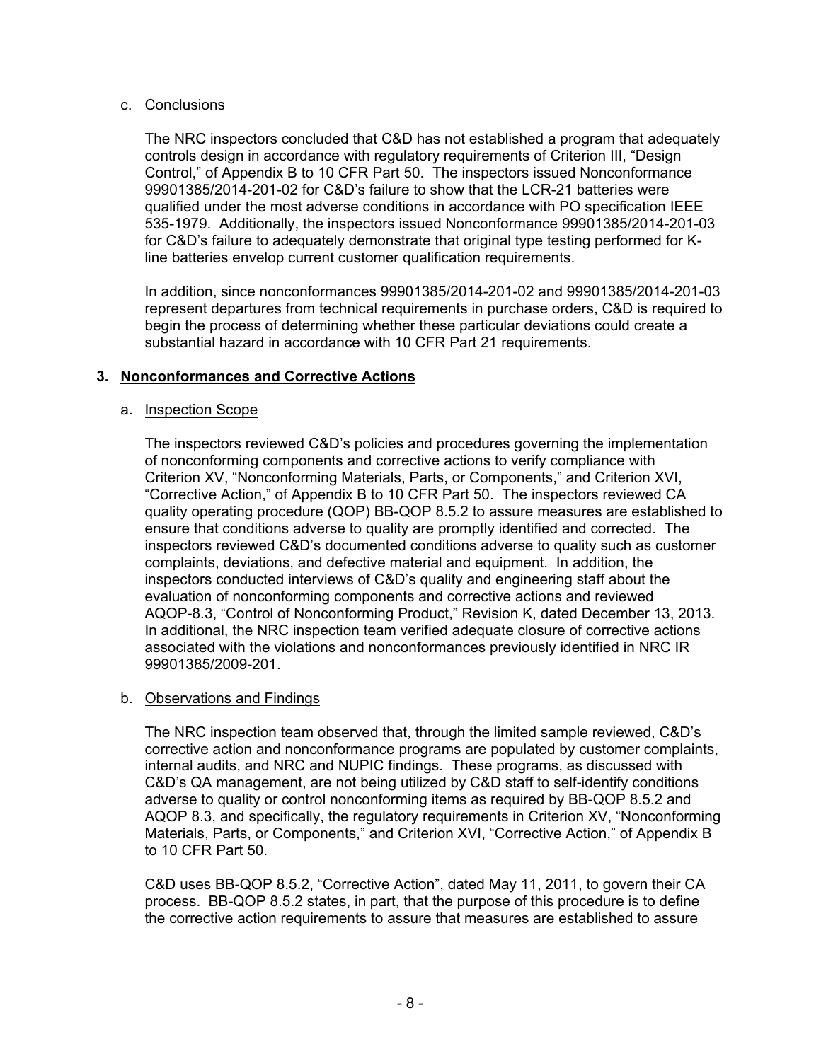c. Conclusions

The NRC inspectors concluded that C&D has not established a program that adequately controls design in accordance with regulatory requirements of Criterion III, "Design Control," of Appendix B to 10 CFR Part 50. The inspectors issued Nonconformance 99901385/2014-201-02 for C&D's failure to show that the LCR-21 batteries were qualified under the most adverse conditions in accordance with PO specification IEEE 535-1979. Additionally, the inspectors issued Nonconformance 99901385/2014-201-03 for C&D's failure to adequately demonstrate that original type testing performed for K-line batteries envelop current customer qualification requirements.

In addition, since nonconformances 99901385/2014-201-02 and 99901385/2014-201-03 represent departures from technical requirements in purchase orders, C&D is required to begin the process of determining whether these particular deviations could create a substantial hazard in accordance with 10 CFR Part 21 requirements.

## 3. Nonconformances and Corrective Actions

a. Inspection Scope

The inspectors reviewed C&D's policies and procedures governing the implementation of nonconforming components and corrective actions to verify compliance with Criterion XV, "Nonconforming Materials, Parts, or Components," and Criterion XVI, "Corrective Action," of Appendix B to 10 CFR Part 50. The inspectors reviewed CA quality operating procedure (QOP) BB-QOP 8.5.2 to assure measures are established to ensure that conditions adverse to quality are promptly identified and corrected. The inspectors reviewed C&D's documented conditions adverse to quality such as customer complaints, deviations, and defective material and equipment. In addition, the inspectors conducted interviews of C&D's quality and engineering staff about the evaluation of nonconforming components and corrective actions and reviewed AQOP-8.3, "Control of Nonconforming Product," Revision K, dated December 13, 2013. In additional, the NRC inspection team verified adequate closure of corrective actions associated with the violations and nonconformances previously identified in NRC IR 99901385/2009-201.

b. Observations and Findings

The NRC inspection team observed that, through the limited sample reviewed, C&D's corrective action and nonconformance programs are populated by customer complaints, internal audits, and NRC and NUPIC findings. These programs, as discussed with C&D's QA management, are not being utilized by C&D staff to self-identify conditions adverse to quality or control nonconforming items as required by BB-QOP 8.5.2 and AQOP 8.3, and specifically, the regulatory requirements in Criterion XV, "Nonconforming Materials, Parts, or Components," and Criterion XVI, "Corrective Action," of Appendix B to 10 CFR Part 50.

C&D uses BB-QOP 8.5.2, "Corrective Action", dated May 11, 2011, to govern their CA process. BB-QOP 8.5.2 states, in part, that the purpose of this procedure is to define the corrective action requirements to assure that measures are established to assure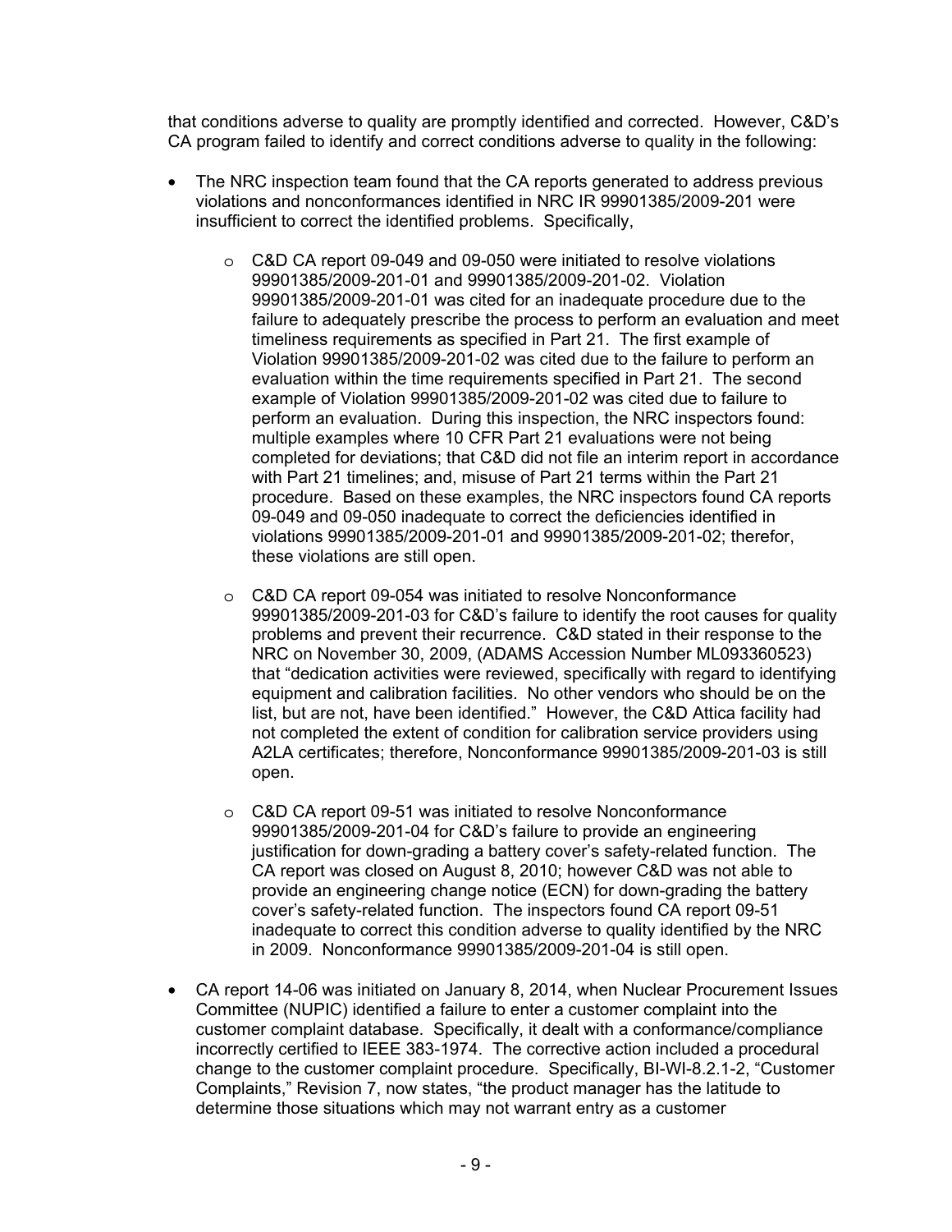that conditions adverse to quality are promptly identified and corrected. However, C&D's CA program failed to identify and correct conditions adverse to quality in the following:

- The NRC inspection team found that the CA reports generated to address previous violations and nonconformances identified in NRC IR 99901385/2009-201 were insufficient to correct the identified problems. Specifically,
  - C&D CA report 09-049 and 09-050 were initiated to resolve violations 99901385/2009-201-01 and 99901385/2009-201-02. Violation 99901385/2009-201-01 was cited for an inadequate procedure due to the failure to adequately prescribe the process to perform an evaluation and meet timeliness requirements as specified in Part 21. The first example of Violation 99901385/2009-201-02 was cited due to the failure to perform an evaluation within the time requirements specified in Part 21. The second example of Violation 99901385/2009-201-02 was cited due to failure to perform an evaluation. During this inspection, the NRC inspectors found: multiple examples where 10 CFR Part 21 evaluations were not being completed for deviations; that C&D did not file an interim report in accordance with Part 21 timelines; and, misuse of Part 21 terms within the Part 21 procedure. Based on these examples, the NRC inspectors found CA reports 09-049 and 09-050 inadequate to correct the deficiencies identified in violations 99901385/2009-201-01 and 99901385/2009-201-02; therefor, these violations are still open.
  - C&D CA report 09-054 was initiated to resolve Nonconformance 99901385/2009-201-03 for C&D's failure to identify the root causes for quality problems and prevent their recurrence. C&D stated in their response to the NRC on November 30, 2009, (ADAMS Accession Number ML093360523) that "dedication activities were reviewed, specifically with regard to identifying equipment and calibration facilities. No other vendors who should be on the list, but are not, have been identified." However, the C&D Attica facility had not completed the extent of condition for calibration service providers using A2LA certificates; therefore, Nonconformance 99901385/2009-201-03 is still open.
  - C&D CA report 09-51 was initiated to resolve Nonconformance 99901385/2009-201-04 for C&D's failure to provide an engineering justification for down-grading a battery cover's safety-related function. The CA report was closed on August 8, 2010; however C&D was not able to provide an engineering change notice (ECN) for down-grading the battery cover's safety-related function. The inspectors found CA report 09-51 inadequate to correct this condition adverse to quality identified by the NRC in 2009. Nonconformance 99901385/2009-201-04 is still open.
- CA report 14-06 was initiated on January 8, 2014, when Nuclear Procurement Issues Committee (NUPIC) identified a failure to enter a customer complaint into the customer complaint database. Specifically, it dealt with a conformance/compliance incorrectly certified to IEEE 383-1974. The corrective action included a procedural change to the customer complaint procedure. Specifically, BI-WI-8.2.1-2, "Customer Complaints," Revision 7, now states, "the product manager has the latitude to determine those situations which may not warrant entry as a customer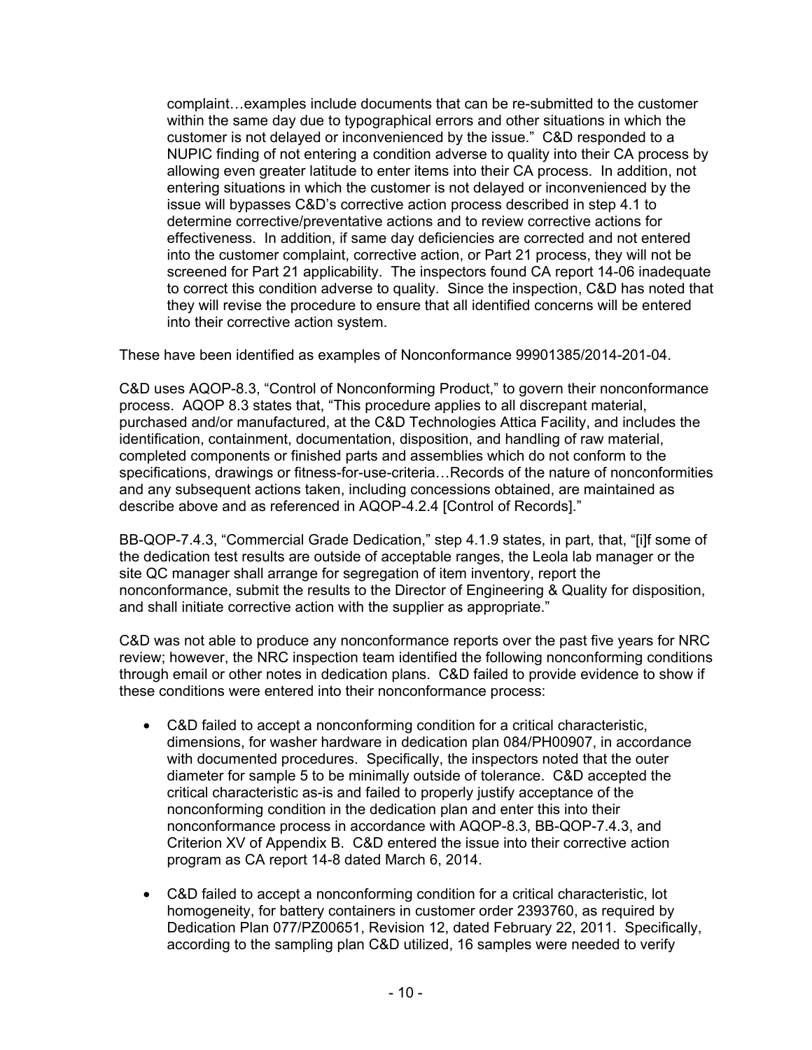complaint…examples include documents that can be re-submitted to the customer within the same day due to typographical errors and other situations in which the customer is not delayed or inconvenienced by the issue." C&D responded to a NUPIC finding of not entering a condition adverse to quality into their CA process by allowing even greater latitude to enter items into their CA process. In addition, not entering situations in which the customer is not delayed or inconvenienced by the issue will bypasses C&D's corrective action process described in step 4.1 to determine corrective/preventative actions and to review corrective actions for effectiveness. In addition, if same day deficiencies are corrected and not entered into the customer complaint, corrective action, or Part 21 process, they will not be screened for Part 21 applicability. The inspectors found CA report 14-06 inadequate to correct this condition adverse to quality. Since the inspection, C&D has noted that they will revise the procedure to ensure that all identified concerns will be entered into their corrective action system.

These have been identified as examples of Nonconformance 99901385/2014-201-04.

C&D uses AQOP-8.3, "Control of Nonconforming Product," to govern their nonconformance process. AQOP 8.3 states that, "This procedure applies to all discrepant material, purchased and/or manufactured, at the C&D Technologies Attica Facility, and includes the identification, containment, documentation, disposition, and handling of raw material, completed components or finished parts and assemblies which do not conform to the specifications, drawings or fitness-for-use-criteria…Records of the nature of nonconformities and any subsequent actions taken, including concessions obtained, are maintained as describe above and as referenced in AQOP-4.2.4 [Control of Records]."

BB-QOP-7.4.3, "Commercial Grade Dedication," step 4.1.9 states, in part, that, "[i]f some of the dedication test results are outside of acceptable ranges, the Leola lab manager or the site QC manager shall arrange for segregation of item inventory, report the nonconformance, submit the results to the Director of Engineering & Quality for disposition, and shall initiate corrective action with the supplier as appropriate."

C&D was not able to produce any nonconformance reports over the past five years for NRC review; however, the NRC inspection team identified the following nonconforming conditions through email or other notes in dedication plans. C&D failed to provide evidence to show if these conditions were entered into their nonconformance process:

- C&D failed to accept a nonconforming condition for a critical characteristic, dimensions, for washer hardware in dedication plan 084/PH00907, in accordance with documented procedures. Specifically, the inspectors noted that the outer diameter for sample 5 to be minimally outside of tolerance. C&D accepted the critical characteristic as-is and failed to properly justify acceptance of the nonconforming condition in the dedication plan and enter this into their nonconformance process in accordance with AQOP-8.3, BB-QOP-7.4.3, and Criterion XV of Appendix B. C&D entered the issue into their corrective action program as CA report 14-8 dated March 6, 2014.

- C&D failed to accept a nonconforming condition for a critical characteristic, lot homogeneity, for battery containers in customer order 2393760, as required by Dedication Plan 077/PZ00651, Revision 12, dated February 22, 2011. Specifically, according to the sampling plan C&D utilized, 16 samples were needed to verify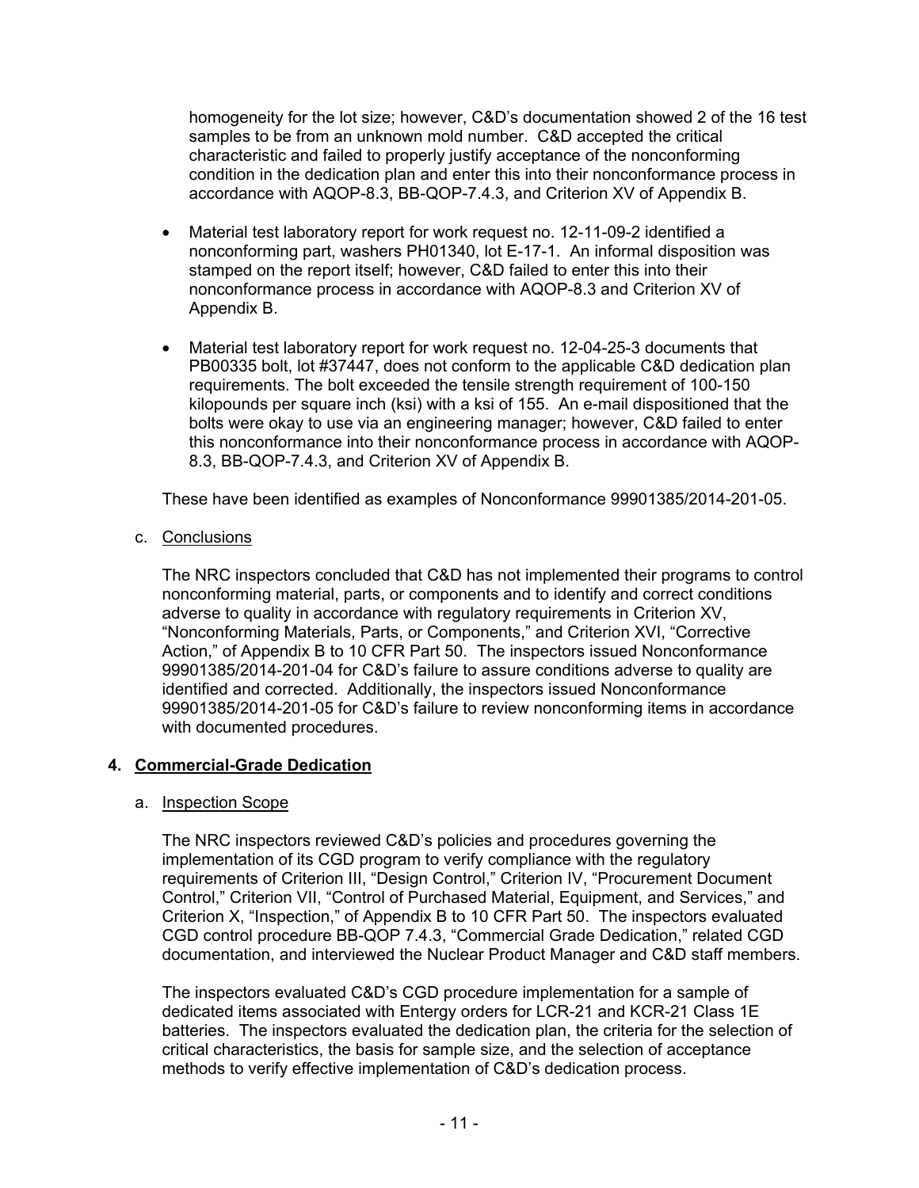homogeneity for the lot size; however, C&D's documentation showed 2 of the 16 test samples to be from an unknown mold number. C&D accepted the critical characteristic and failed to properly justify acceptance of the nonconforming condition in the dedication plan and enter this into their nonconformance process in accordance with AQOP-8.3, BB-QOP-7.4.3, and Criterion XV of Appendix B.

- Material test laboratory report for work request no. 12-11-09-2 identified a nonconforming part, washers PH01340, lot E-17-1. An informal disposition was stamped on the report itself; however, C&D failed to enter this into their nonconformance process in accordance with AQOP-8.3 and Criterion XV of Appendix B.

- Material test laboratory report for work request no. 12-04-25-3 documents that PB00335 bolt, lot #37447, does not conform to the applicable C&D dedication plan requirements. The bolt exceeded the tensile strength requirement of 100-150 kilopounds per square inch (ksi) with a ksi of 155. An e-mail dispositioned that the bolts were okay to use via an engineering manager; however, C&D failed to enter this nonconformance into their nonconformance process in accordance with AQOP-8.3, BB-QOP-7.4.3, and Criterion XV of Appendix B.

These have been identified as examples of Nonconformance 99901385/2014-201-05.

c. Conclusions

The NRC inspectors concluded that C&D has not implemented their programs to control nonconforming material, parts, or components and to identify and correct conditions adverse to quality in accordance with regulatory requirements in Criterion XV, "Nonconforming Materials, Parts, or Components," and Criterion XVI, "Corrective Action," of Appendix B to 10 CFR Part 50. The inspectors issued Nonconformance 99901385/2014-201-04 for C&D's failure to assure conditions adverse to quality are identified and corrected. Additionally, the inspectors issued Nonconformance 99901385/2014-201-05 for C&D's failure to review nonconforming items in accordance with documented procedures.

## 4. Commercial-Grade Dedication

a. Inspection Scope

The NRC inspectors reviewed C&D's policies and procedures governing the implementation of its CGD program to verify compliance with the regulatory requirements of Criterion III, "Design Control," Criterion IV, "Procurement Document Control," Criterion VII, "Control of Purchased Material, Equipment, and Services," and Criterion X, "Inspection," of Appendix B to 10 CFR Part 50. The inspectors evaluated CGD control procedure BB-QOP 7.4.3, "Commercial Grade Dedication," related CGD documentation, and interviewed the Nuclear Product Manager and C&D staff members.

The inspectors evaluated C&D's CGD procedure implementation for a sample of dedicated items associated with Entergy orders for LCR-21 and KCR-21 Class 1E batteries. The inspectors evaluated the dedication plan, the criteria for the selection of critical characteristics, the basis for sample size, and the selection of acceptance methods to verify effective implementation of C&D's dedication process.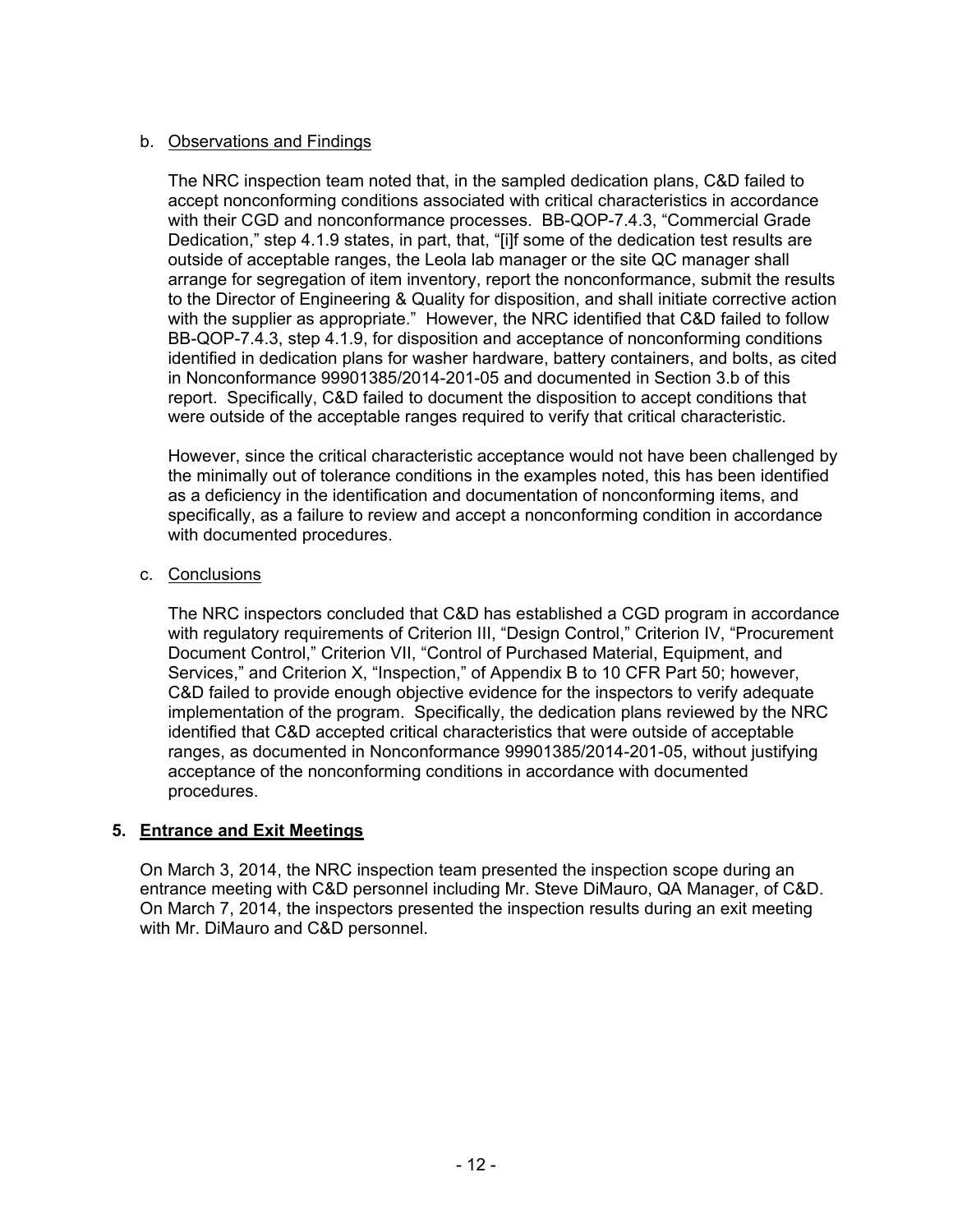b. Observations and Findings

The NRC inspection team noted that, in the sampled dedication plans, C&D failed to accept nonconforming conditions associated with critical characteristics in accordance with their CGD and nonconformance processes. BB-QOP-7.4.3, "Commercial Grade Dedication," step 4.1.9 states, in part, that, "[i]f some of the dedication test results are outside of acceptable ranges, the Leola lab manager or the site QC manager shall arrange for segregation of item inventory, report the nonconformance, submit the results to the Director of Engineering & Quality for disposition, and shall initiate corrective action with the supplier as appropriate." However, the NRC identified that C&D failed to follow BB-QOP-7.4.3, step 4.1.9, for disposition and acceptance of nonconforming conditions identified in dedication plans for washer hardware, battery containers, and bolts, as cited in Nonconformance 99901385/2014-201-05 and documented in Section 3.b of this report. Specifically, C&D failed to document the disposition to accept conditions that were outside of the acceptable ranges required to verify that critical characteristic.

However, since the critical characteristic acceptance would not have been challenged by the minimally out of tolerance conditions in the examples noted, this has been identified as a deficiency in the identification and documentation of nonconforming items, and specifically, as a failure to review and accept a nonconforming condition in accordance with documented procedures.

c. Conclusions

The NRC inspectors concluded that C&D has established a CGD program in accordance with regulatory requirements of Criterion III, "Design Control," Criterion IV, "Procurement Document Control," Criterion VII, "Control of Purchased Material, Equipment, and Services," and Criterion X, "Inspection," of Appendix B to 10 CFR Part 50; however, C&D failed to provide enough objective evidence for the inspectors to verify adequate implementation of the program. Specifically, the dedication plans reviewed by the NRC identified that C&D accepted critical characteristics that were outside of acceptable ranges, as documented in Nonconformance 99901385/2014-201-05, without justifying acceptance of the nonconforming conditions in accordance with documented procedures.

## 5. Entrance and Exit Meetings

On March 3, 2014, the NRC inspection team presented the inspection scope during an entrance meeting with C&D personnel including Mr. Steve DiMauro, QA Manager, of C&D. On March 7, 2014, the inspectors presented the inspection results during an exit meeting with Mr. DiMauro and C&D personnel.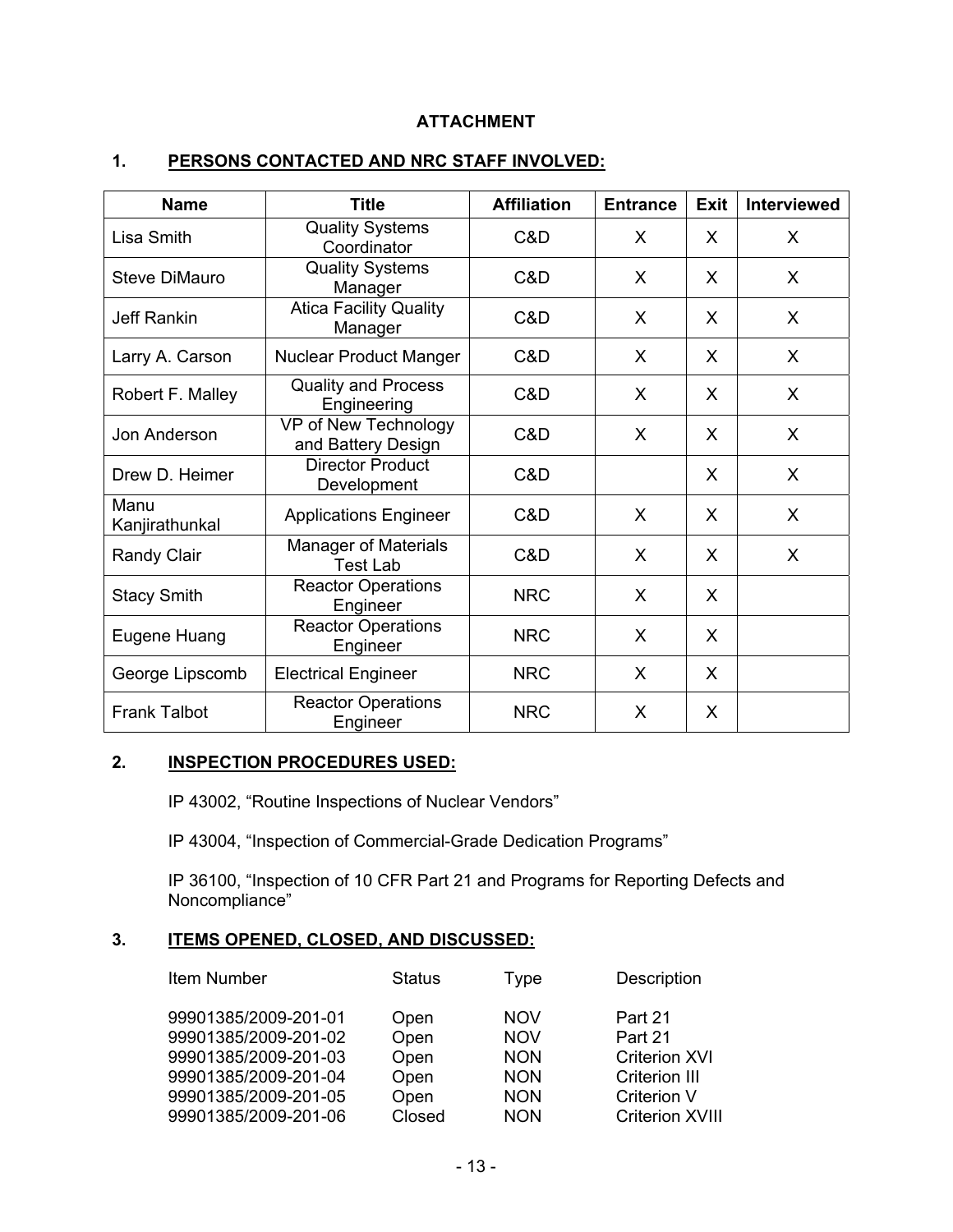## ATTACHMENT

### 1. PERSONS CONTACTED AND NRC STAFF INVOLVED:

| Name | Title | Affiliation | Entrance | Exit | Interviewed |
|---|---|---|---|---|---|
| Lisa Smith | Quality Systems Coordinator | C&D | X | X | X |
| Steve DiMauro | Quality Systems Manager | C&D | X | X | X |
| Jeff Rankin | Atica Facility Quality Manager | C&D | X | X | X |
| Larry A. Carson | Nuclear Product Manger | C&D | X | X | X |
| Robert F. Malley | Quality and Process Engineering | C&D | X | X | X |
| Jon Anderson | VP of New Technology and Battery Design | C&D | X | X | X |
| Drew D. Heimer | Director Product Development | C&D | | X | X |
| Manu Kanjirathunkal | Applications Engineer | C&D | X | X | X |
| Randy Clair | Manager of Materials Test Lab | C&D | X | X | X |
| Stacy Smith | Reactor Operations Engineer | NRC | X | X | |
| Eugene Huang | Reactor Operations Engineer | NRC | X | X | |
| George Lipscomb | Electrical Engineer | NRC | X | X | |
| Frank Talbot | Reactor Operations Engineer | NRC | X | X | |

### 2. INSPECTION PROCEDURES USED:

IP 43002, "Routine Inspections of Nuclear Vendors"

IP 43004, "Inspection of Commercial-Grade Dedication Programs"

IP 36100, "Inspection of 10 CFR Part 21 and Programs for Reporting Defects and Noncompliance"

### 3. ITEMS OPENED, CLOSED, AND DISCUSSED:

| Item Number | Status | Type | Description |
|---|---|---|---|
| 99901385/2009-201-01 | Open | NOV | Part 21 |
| 99901385/2009-201-02 | Open | NOV | Part 21 |
| 99901385/2009-201-03 | Open | NON | Criterion XVI |
| 99901385/2009-201-04 | Open | NON | Criterion III |
| 99901385/2009-201-05 | Open | NON | Criterion V |
| 99901385/2009-201-06 | Closed | NON | Criterion XVIII |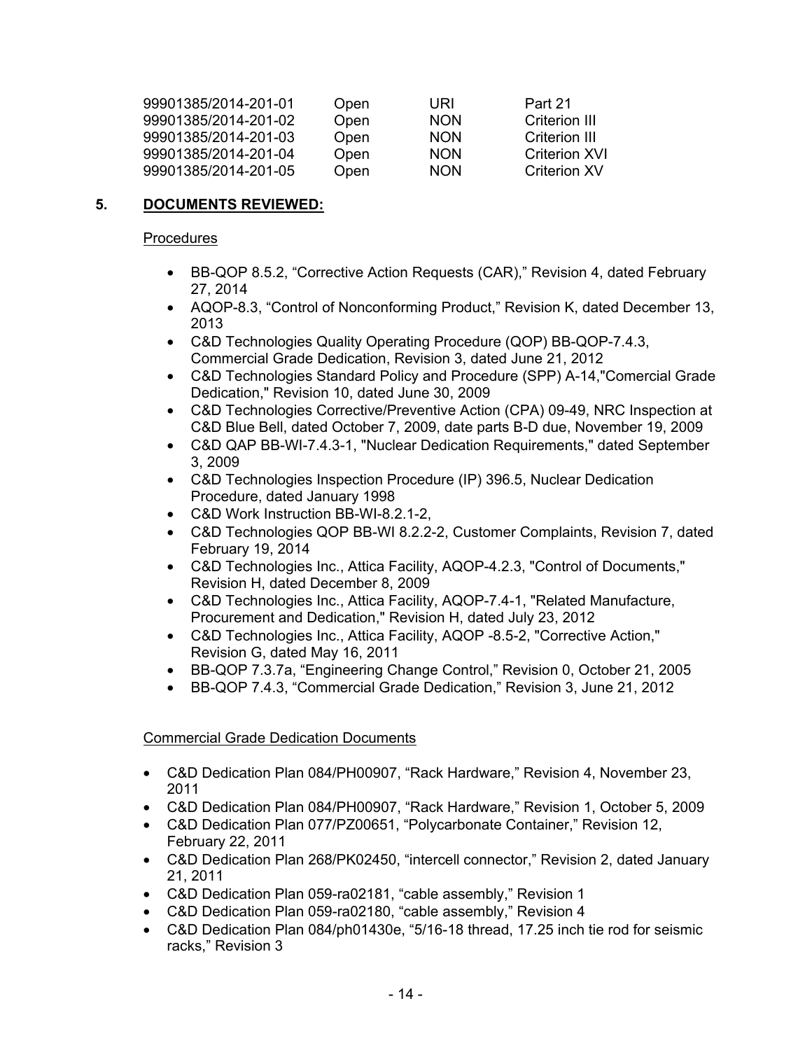| | | | |
|---|---|---|---|
| 99901385/2014-201-01 | Open | URI | Part 21 |
| 99901385/2014-201-02 | Open | NON | Criterion III |
| 99901385/2014-201-03 | Open | NON | Criterion III |
| 99901385/2014-201-04 | Open | NON | Criterion XVI |
| 99901385/2014-201-05 | Open | NON | Criterion XV |

## 5. DOCUMENTS REVIEWED:

Procedures

- BB-QOP 8.5.2, "Corrective Action Requests (CAR)," Revision 4, dated February 27, 2014
- AQOP-8.3, "Control of Nonconforming Product," Revision K, dated December 13, 2013
- C&D Technologies Quality Operating Procedure (QOP) BB-QOP-7.4.3, Commercial Grade Dedication, Revision 3, dated June 21, 2012
- C&D Technologies Standard Policy and Procedure (SPP) A-14,"Comercial Grade Dedication," Revision 10, dated June 30, 2009
- C&D Technologies Corrective/Preventive Action (CPA) 09-49, NRC Inspection at C&D Blue Bell, dated October 7, 2009, date parts B-D due, November 19, 2009
- C&D QAP BB-WI-7.4.3-1, "Nuclear Dedication Requirements," dated September 3, 2009
- C&D Technologies Inspection Procedure (IP) 396.5, Nuclear Dedication Procedure, dated January 1998
- C&D Work Instruction BB-WI-8.2.1-2,
- C&D Technologies QOP BB-WI 8.2.2-2, Customer Complaints, Revision 7, dated February 19, 2014
- C&D Technologies Inc., Attica Facility, AQOP-4.2.3, "Control of Documents," Revision H, dated December 8, 2009
- C&D Technologies Inc., Attica Facility, AQOP-7.4-1, "Related Manufacture, Procurement and Dedication," Revision H, dated July 23, 2012
- C&D Technologies Inc., Attica Facility, AQOP -8.5-2, "Corrective Action," Revision G, dated May 16, 2011
- BB-QOP 7.3.7a, "Engineering Change Control," Revision 0, October 21, 2005
- BB-QOP 7.4.3, "Commercial Grade Dedication," Revision 3, June 21, 2012

Commercial Grade Dedication Documents

- C&D Dedication Plan 084/PH00907, "Rack Hardware," Revision 4, November 23, 2011
- C&D Dedication Plan 084/PH00907, "Rack Hardware," Revision 1, October 5, 2009
- C&D Dedication Plan 077/PZ00651, "Polycarbonate Container," Revision 12, February 22, 2011
- C&D Dedication Plan 268/PK02450, "intercell connector," Revision 2, dated January 21, 2011
- C&D Dedication Plan 059-ra02181, "cable assembly," Revision 1
- C&D Dedication Plan 059-ra02180, "cable assembly," Revision 4
- C&D Dedication Plan 084/ph01430e, "5/16-18 thread, 17.25 inch tie rod for seismic racks," Revision 3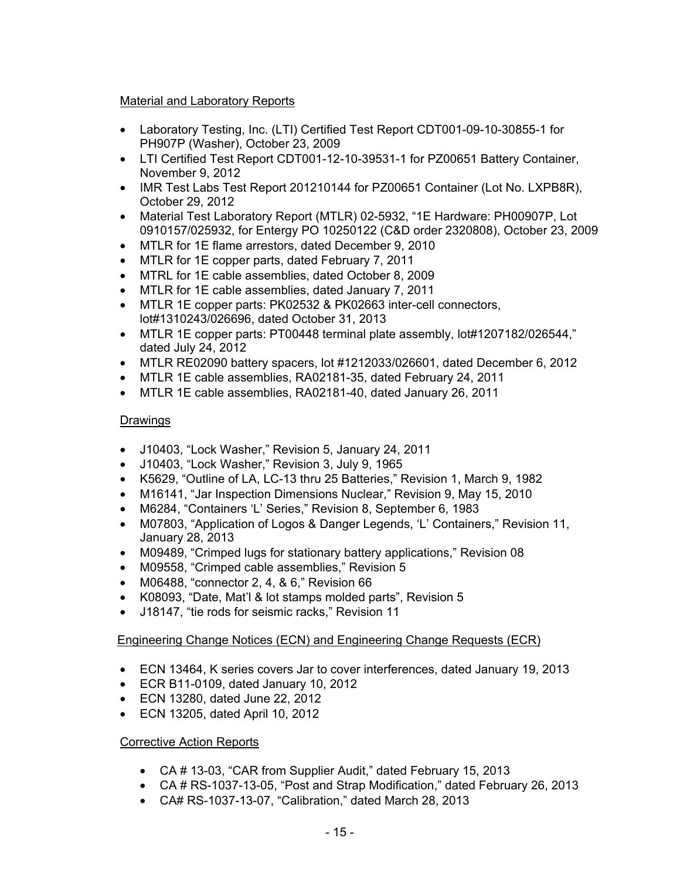Material and Laboratory Reports

- Laboratory Testing, Inc. (LTI) Certified Test Report CDT001-09-10-30855-1 for PH907P (Washer), October 23, 2009
- LTI Certified Test Report CDT001-12-10-39531-1 for PZ00651 Battery Container, November 9, 2012
- IMR Test Labs Test Report 201210144 for PZ00651 Container (Lot No. LXPB8R), October 29, 2012
- Material Test Laboratory Report (MTLR) 02-5932, "1E Hardware: PH00907P, Lot 0910157/025932, for Entergy PO 10250122 (C&D order 2320808), October 23, 2009
- MTLR for 1E flame arrestors, dated December 9, 2010
- MTLR for 1E copper parts, dated February 7, 2011
- MTRL for 1E cable assemblies, dated October 8, 2009
- MTLR for 1E cable assemblies, dated January 7, 2011
- MTLR 1E copper parts: PK02532 & PK02663 inter-cell connectors, lot#1310243/026696, dated October 31, 2013
- MTLR 1E copper parts: PT00448 terminal plate assembly, lot#1207182/026544," dated July 24, 2012
- MTLR RE02090 battery spacers, lot #1212033/026601, dated December 6, 2012
- MTLR 1E cable assemblies, RA02181-35, dated February 24, 2011
- MTLR 1E cable assemblies, RA02181-40, dated January 26, 2011

Drawings

- J10403, "Lock Washer," Revision 5, January 24, 2011
- J10403, "Lock Washer," Revision 3, July 9, 1965
- K5629, "Outline of LA, LC-13 thru 25 Batteries," Revision 1, March 9, 1982
- M16141, "Jar Inspection Dimensions Nuclear," Revision 9, May 15, 2010
- M6284, "Containers 'L' Series," Revision 8, September 6, 1983
- M07803, "Application of Logos & Danger Legends, 'L' Containers," Revision 11, January 28, 2013
- M09489, "Crimped lugs for stationary battery applications," Revision 08
- M09558, "Crimped cable assemblies," Revision 5
- M06488, "connector 2, 4, & 6," Revision 66
- K08093, "Date, Mat'l & lot stamps molded parts", Revision 5
- J18147, "tie rods for seismic racks," Revision 11

Engineering Change Notices (ECN) and Engineering Change Requests (ECR)

- ECN 13464, K series covers Jar to cover interferences, dated January 19, 2013
- ECR B11-0109, dated January 10, 2012
- ECN 13280, dated June 22, 2012
- ECN 13205, dated April 10, 2012

Corrective Action Reports

- CA # 13-03, "CAR from Supplier Audit," dated February 15, 2013
- CA # RS-1037-13-05, "Post and Strap Modification," dated February 26, 2013
- CA# RS-1037-13-07, "Calibration," dated March 28, 2013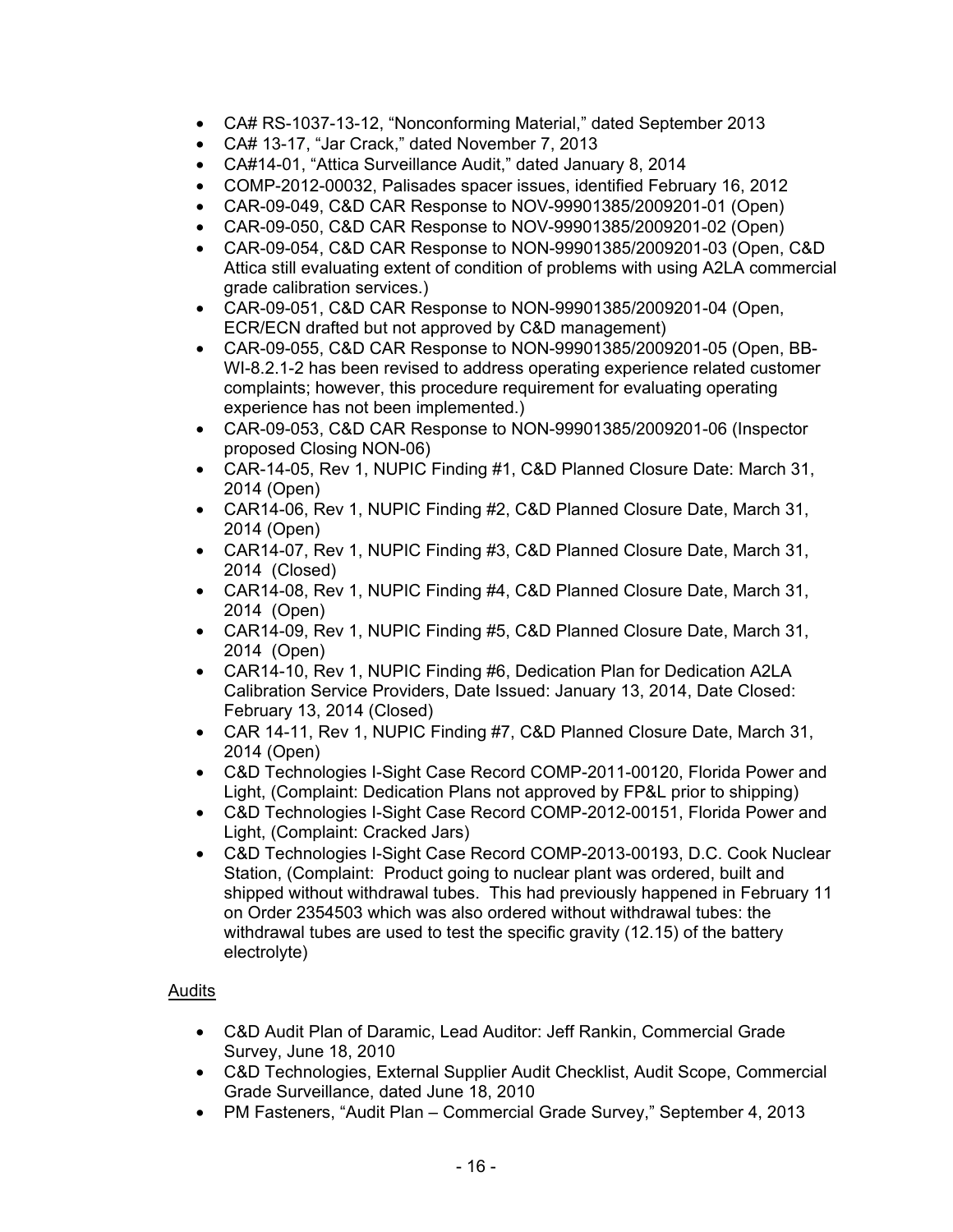- CA# RS-1037-13-12, "Nonconforming Material," dated September 2013
- CA# 13-17, "Jar Crack," dated November 7, 2013
- CA#14-01, "Attica Surveillance Audit," dated January 8, 2014
- COMP-2012-00032, Palisades spacer issues, identified February 16, 2012
- CAR-09-049, C&D CAR Response to NOV-99901385/2009201-01 (Open)
- CAR-09-050, C&D CAR Response to NOV-99901385/2009201-02 (Open)
- CAR-09-054, C&D CAR Response to NON-99901385/2009201-03 (Open, C&D Attica still evaluating extent of condition of problems with using A2LA commercial grade calibration services.)
- CAR-09-051, C&D CAR Response to NON-99901385/2009201-04 (Open, ECR/ECN drafted but not approved by C&D management)
- CAR-09-055, C&D CAR Response to NON-99901385/2009201-05 (Open, BB-WI-8.2.1-2 has been revised to address operating experience related customer complaints; however, this procedure requirement for evaluating operating experience has not been implemented.)
- CAR-09-053, C&D CAR Response to NON-99901385/2009201-06 (Inspector proposed Closing NON-06)
- CAR-14-05, Rev 1, NUPIC Finding #1, C&D Planned Closure Date: March 31, 2014 (Open)
- CAR14-06, Rev 1, NUPIC Finding #2, C&D Planned Closure Date, March 31, 2014 (Open)
- CAR14-07, Rev 1, NUPIC Finding #3, C&D Planned Closure Date, March 31, 2014 (Closed)
- CAR14-08, Rev 1, NUPIC Finding #4, C&D Planned Closure Date, March 31, 2014 (Open)
- CAR14-09, Rev 1, NUPIC Finding #5, C&D Planned Closure Date, March 31, 2014 (Open)
- CAR14-10, Rev 1, NUPIC Finding #6, Dedication Plan for Dedication A2LA Calibration Service Providers, Date Issued: January 13, 2014, Date Closed: February 13, 2014 (Closed)
- CAR 14-11, Rev 1, NUPIC Finding #7, C&D Planned Closure Date, March 31, 2014 (Open)
- C&D Technologies I-Sight Case Record COMP-2011-00120, Florida Power and Light, (Complaint: Dedication Plans not approved by FP&L prior to shipping)
- C&D Technologies I-Sight Case Record COMP-2012-00151, Florida Power and Light, (Complaint: Cracked Jars)
- C&D Technologies I-Sight Case Record COMP-2013-00193, D.C. Cook Nuclear Station, (Complaint: Product going to nuclear plant was ordered, built and shipped without withdrawal tubes. This had previously happened in February 11 on Order 2354503 which was also ordered without withdrawal tubes: the withdrawal tubes are used to test the specific gravity (12.15) of the battery electrolyte)

Audits

- C&D Audit Plan of Daramic, Lead Auditor: Jeff Rankin, Commercial Grade Survey, June 18, 2010
- C&D Technologies, External Supplier Audit Checklist, Audit Scope, Commercial Grade Surveillance, dated June 18, 2010
- PM Fasteners, "Audit Plan – Commercial Grade Survey," September 4, 2013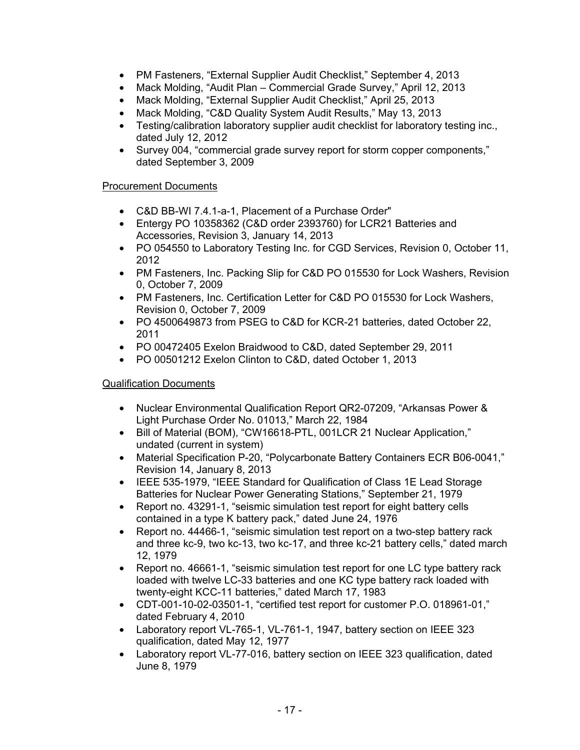- PM Fasteners, "External Supplier Audit Checklist," September 4, 2013
- Mack Molding, "Audit Plan – Commercial Grade Survey," April 12, 2013
- Mack Molding, "External Supplier Audit Checklist," April 25, 2013
- Mack Molding, "C&D Quality System Audit Results," May 13, 2013
- Testing/calibration laboratory supplier audit checklist for laboratory testing inc., dated July 12, 2012
- Survey 004, "commercial grade survey report for storm copper components," dated September 3, 2009

Procurement Documents

- C&D BB-WI 7.4.1-a-1, Placement of a Purchase Order"
- Entergy PO 10358362 (C&D order 2393760) for LCR21 Batteries and Accessories, Revision 3, January 14, 2013
- PO 054550 to Laboratory Testing Inc. for CGD Services, Revision 0, October 11, 2012
- PM Fasteners, Inc. Packing Slip for C&D PO 015530 for Lock Washers, Revision 0, October 7, 2009
- PM Fasteners, Inc. Certification Letter for C&D PO 015530 for Lock Washers, Revision 0, October 7, 2009
- PO 4500649873 from PSEG to C&D for KCR-21 batteries, dated October 22, 2011
- PO 00472405 Exelon Braidwood to C&D, dated September 29, 2011
- PO 00501212 Exelon Clinton to C&D, dated October 1, 2013

Qualification Documents

- Nuclear Environmental Qualification Report QR2-07209, "Arkansas Power & Light Purchase Order No. 01013," March 22, 1984
- Bill of Material (BOM), "CW16618-PTL, 001LCR 21 Nuclear Application," undated (current in system)
- Material Specification P-20, "Polycarbonate Battery Containers ECR B06-0041," Revision 14, January 8, 2013
- IEEE 535-1979, "IEEE Standard for Qualification of Class 1E Lead Storage Batteries for Nuclear Power Generating Stations," September 21, 1979
- Report no. 43291-1, "seismic simulation test report for eight battery cells contained in a type K battery pack," dated June 24, 1976
- Report no. 44466-1, "seismic simulation test report on a two-step battery rack and three kc-9, two kc-13, two kc-17, and three kc-21 battery cells," dated march 12, 1979
- Report no. 46661-1, "seismic simulation test report for one LC type battery rack loaded with twelve LC-33 batteries and one KC type battery rack loaded with twenty-eight KCC-11 batteries," dated March 17, 1983
- CDT-001-10-02-03501-1, "certified test report for customer P.O. 018961-01," dated February 4, 2010
- Laboratory report VL-765-1, VL-761-1, 1947, battery section on IEEE 323 qualification, dated May 12, 1977
- Laboratory report VL-77-016, battery section on IEEE 323 qualification, dated June 8, 1979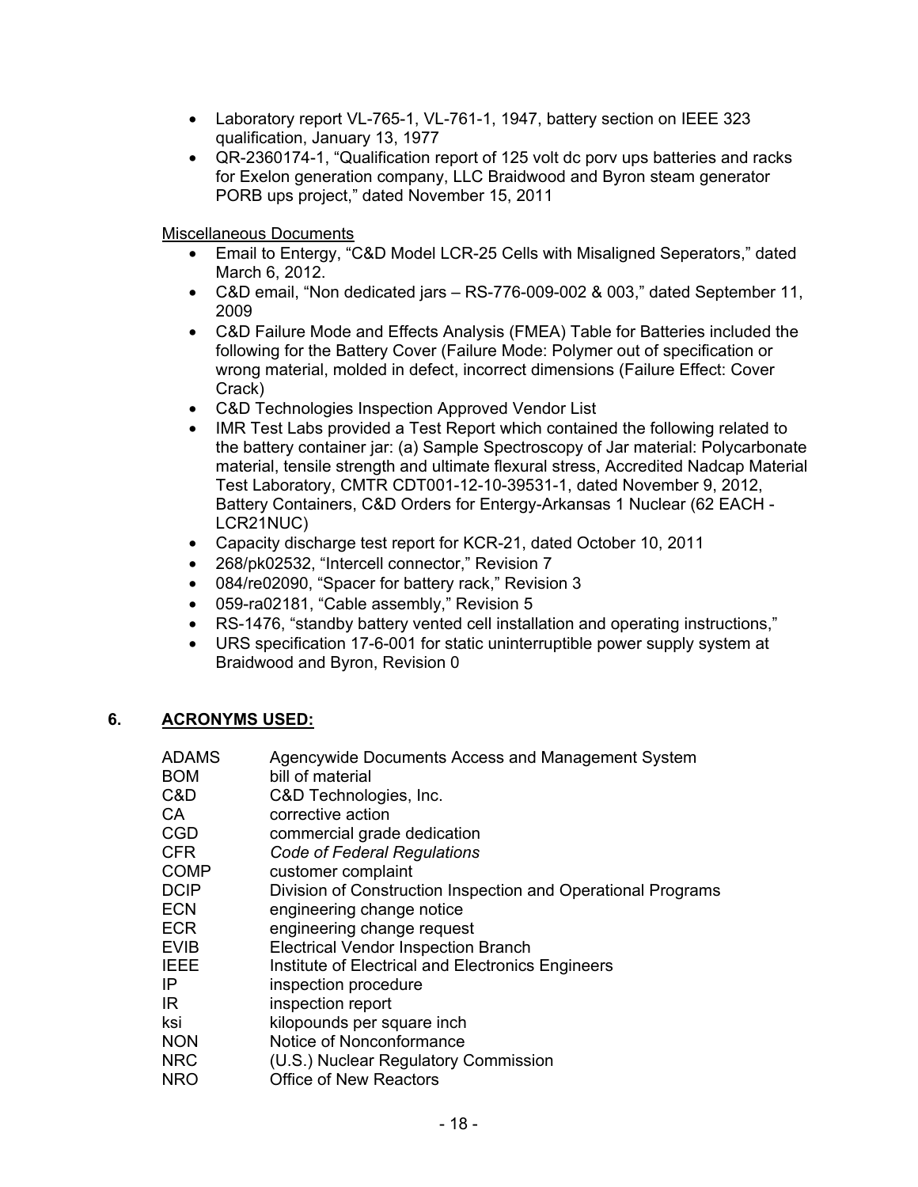- Laboratory report VL-765-1, VL-761-1, 1947, battery section on IEEE 323 qualification, January 13, 1977
- QR-2360174-1, "Qualification report of 125 volt dc porv ups batteries and racks for Exelon generation company, LLC Braidwood and Byron steam generator PORB ups project," dated November 15, 2011

Miscellaneous Documents

- Email to Entergy, "C&D Model LCR-25 Cells with Misaligned Seperators," dated March 6, 2012.
- C&D email, "Non dedicated jars – RS-776-009-002 & 003," dated September 11, 2009
- C&D Failure Mode and Effects Analysis (FMEA) Table for Batteries included the following for the Battery Cover (Failure Mode: Polymer out of specification or wrong material, molded in defect, incorrect dimensions (Failure Effect: Cover Crack)
- C&D Technologies Inspection Approved Vendor List
- IMR Test Labs provided a Test Report which contained the following related to the battery container jar: (a) Sample Spectroscopy of Jar material: Polycarbonate material, tensile strength and ultimate flexural stress, Accredited Nadcap Material Test Laboratory, CMTR CDT001-12-10-39531-1, dated November 9, 2012, Battery Containers, C&D Orders for Entergy-Arkansas 1 Nuclear (62 EACH - LCR21NUC)
- Capacity discharge test report for KCR-21, dated October 10, 2011
- 268/pk02532, "Intercell connector," Revision 7
- 084/re02090, "Spacer for battery rack," Revision 3
- 059-ra02181, "Cable assembly," Revision 5
- RS-1476, "standby battery vented cell installation and operating instructions,"
- URS specification 17-6-001 for static uninterruptible power supply system at Braidwood and Byron, Revision 0

## 6. ACRONYMS USED:

| | |
|---|---|
| ADAMS | Agencywide Documents Access and Management System |
| BOM | bill of material |
| C&D | C&D Technologies, Inc. |
| CA | corrective action |
| CGD | commercial grade dedication |
| CFR | *Code of Federal Regulations* |
| COMP | customer complaint |
| DCIP | Division of Construction Inspection and Operational Programs |
| ECN | engineering change notice |
| ECR | engineering change request |
| EVIB | Electrical Vendor Inspection Branch |
| IEEE | Institute of Electrical and Electronics Engineers |
| IP | inspection procedure |
| IR | inspection report |
| ksi | kilopounds per square inch |
| NON | Notice of Nonconformance |
| NRC | (U.S.) Nuclear Regulatory Commission |
| NRO | Office of New Reactors |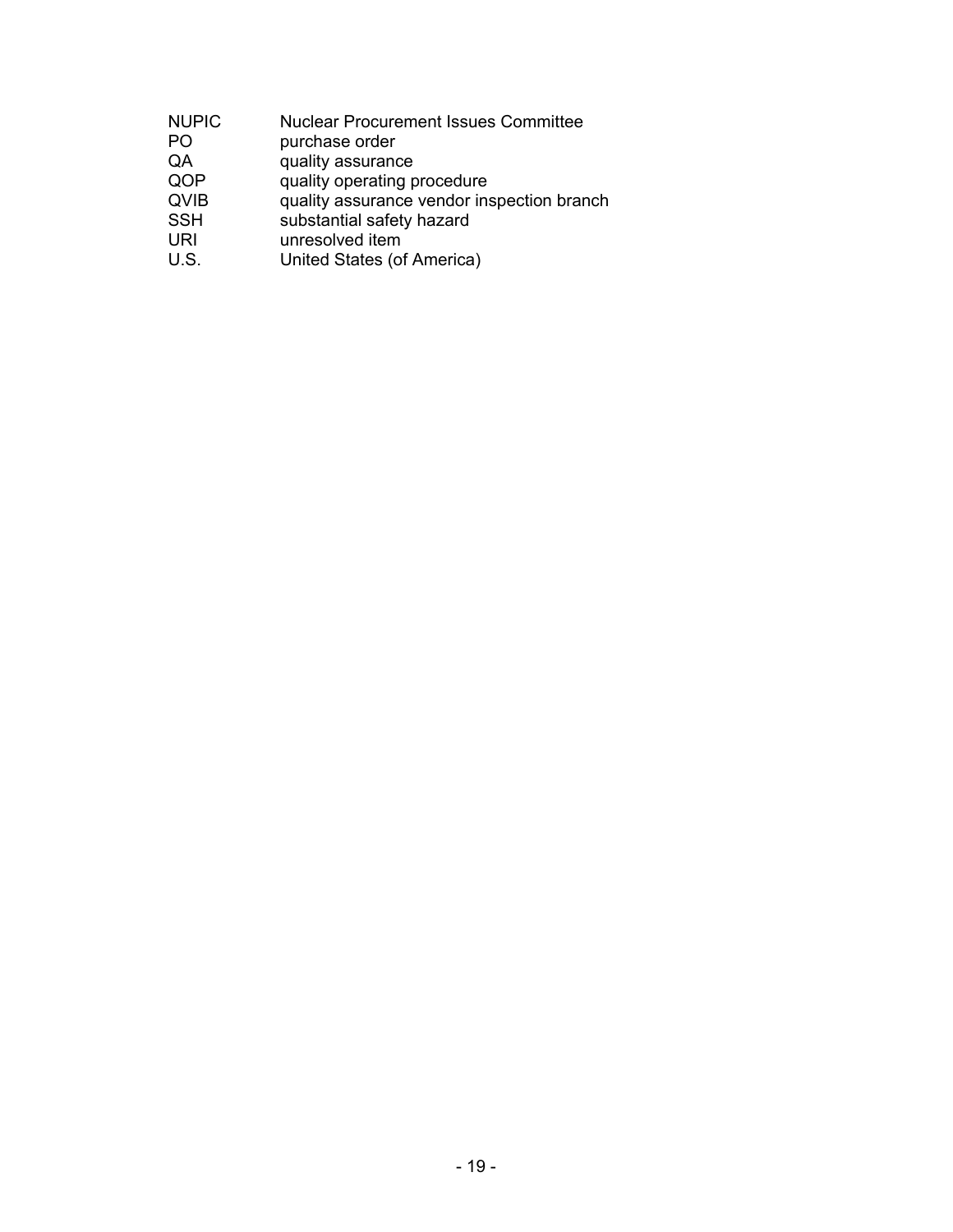| | |
|---|---|
| NUPIC | Nuclear Procurement Issues Committee |
| PO | purchase order |
| QA | quality assurance |
| QOP | quality operating procedure |
| QVIB | quality assurance vendor inspection branch |
| SSH | substantial safety hazard |
| URI | unresolved item |
| U.S. | United States (of America) |